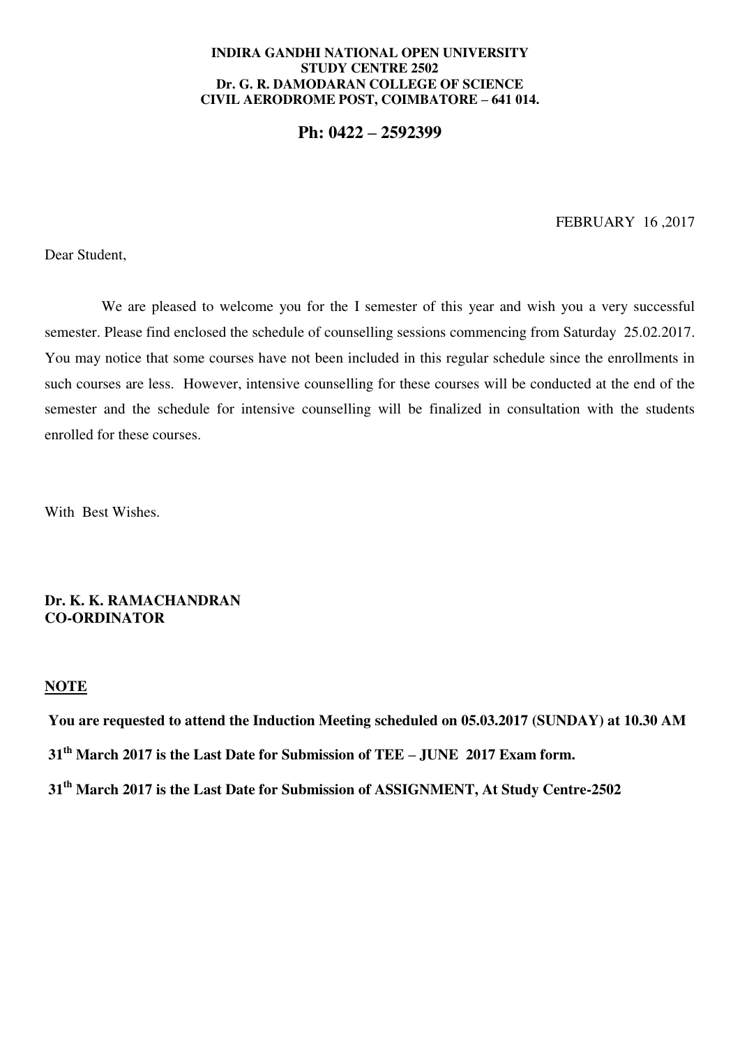**INDIRA GANDHI NATIONAL OPEN UNIVERSITY**
**STUDY CENTRE 2502**
**Dr. G. R. DAMODARAN COLLEGE OF SCIENCE**
**CIVIL AERODROME POST, COIMBATORE – 641 014.**

**Ph: 0422 – 2592399**

FEBRUARY 16 ,2017

Dear Student,

We are pleased to welcome you for the I semester of this year and wish you a very successful semester. Please find enclosed the schedule of counselling sessions commencing from Saturday 25.02.2017. You may notice that some courses have not been included in this regular schedule since the enrollments in such courses are less. However, intensive counselling for these courses will be conducted at the end of the semester and the schedule for intensive counselling will be finalized in consultation with the students enrolled for these courses.

With Best Wishes.

**Dr. K. K. RAMACHANDRAN**
**CO-ORDINATOR**

**NOTE**

**You are requested to attend the Induction Meeting scheduled on 05.03.2017 (SUNDAY) at 10.30 AM**

**31th March 2017 is the Last Date for Submission of TEE – JUNE 2017 Exam form.**

**31th March 2017 is the Last Date for Submission of ASSIGNMENT, At Study Centre-2502**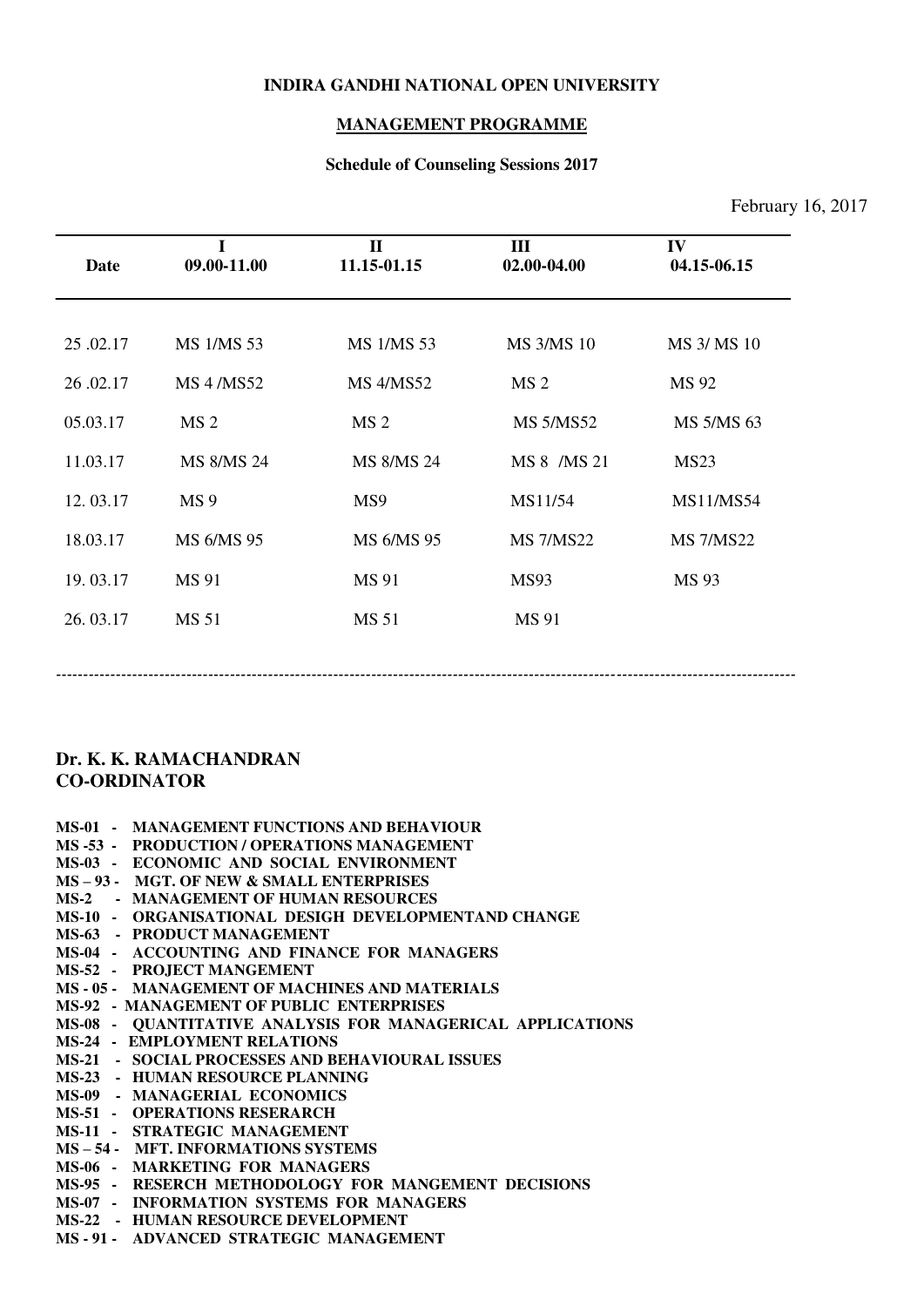**INDIRA GANDHI NATIONAL OPEN UNIVERSITY**

**MANAGEMENT PROGRAMME**

**Schedule of Counseling Sessions 2017**

February 16, 2017

| Date | I 09.00-11.00 | II 11.15-01.15 | III 02.00-04.00 | IV 04.15-06.15 |
|---|---|---|---|---|
| 25 .02.17 | MS 1/MS 53 | MS 1/MS 53 | MS 3/MS 10 | MS 3/ MS 10 |
| 26 .02.17 | MS 4 /MS52 | MS 4/MS52 | MS 2 | MS 92 |
| 05.03.17 | MS 2 | MS 2 | MS 5/MS52 | MS 5/MS 63 |
| 11.03.17 | MS 8/MS 24 | MS 8/MS 24 | MS 8 /MS 21 | MS23 |
| 12. 03.17 | MS 9 | MS9 | MS11/54 | MS11/MS54 |
| 18.03.17 | MS 6/MS 95 | MS 6/MS 95 | MS 7/MS22 | MS 7/MS22 |
| 19. 03.17 | MS 91 | MS 91 | MS93 | MS 93 |
| 26. 03.17 | MS 51 | MS 51 | MS 91 | |

---

**Dr. K. K. RAMACHANDRAN**
**CO-ORDINATOR**

**MS-01 - MANAGEMENT FUNCTIONS AND BEHAVIOUR**
**MS -53 - PRODUCTION / OPERATIONS MANAGEMENT**
**MS-03 - ECONOMIC AND SOCIAL ENVIRONMENT**
**MS – 93 - MGT. OF NEW & SMALL ENTERPRISES**
**MS-2 - MANAGEMENT OF HUMAN RESOURCES**
**MS-10 - ORGANISATIONAL DESIGH DEVELOPMENTAND CHANGE**
**MS-63 - PRODUCT MANAGEMENT**
**MS-04 - ACCOUNTING AND FINANCE FOR MANAGERS**
**MS-52 - PROJECT MANGEMENT**
**MS - 05 - MANAGEMENT OF MACHINES AND MATERIALS**
**MS-92 - MANAGEMENT OF PUBLIC ENTERPRISES**
**MS-08 - QUANTITATIVE ANALYSIS FOR MANAGERICAL APPLICATIONS**
**MS-24 - EMPLOYMENT RELATIONS**
**MS-21 - SOCIAL PROCESSES AND BEHAVIOURAL ISSUES**
**MS-23 - HUMAN RESOURCE PLANNING**
**MS-09 - MANAGERIAL ECONOMICS**
**MS-51 - OPERATIONS RESERARCH**
**MS-11 - STRATEGIC MANAGEMENT**
**MS – 54 - MFT. INFORMATIONS SYSTEMS**
**MS-06 - MARKETING FOR MANAGERS**
**MS-95 - RESERCH METHODOLOGY FOR MANGEMENT DECISIONS**
**MS-07 - INFORMATION SYSTEMS FOR MANAGERS**
**MS-22 - HUMAN RESOURCE DEVELOPMENT**
**MS - 91 - ADVANCED STRATEGIC MANAGEMENT**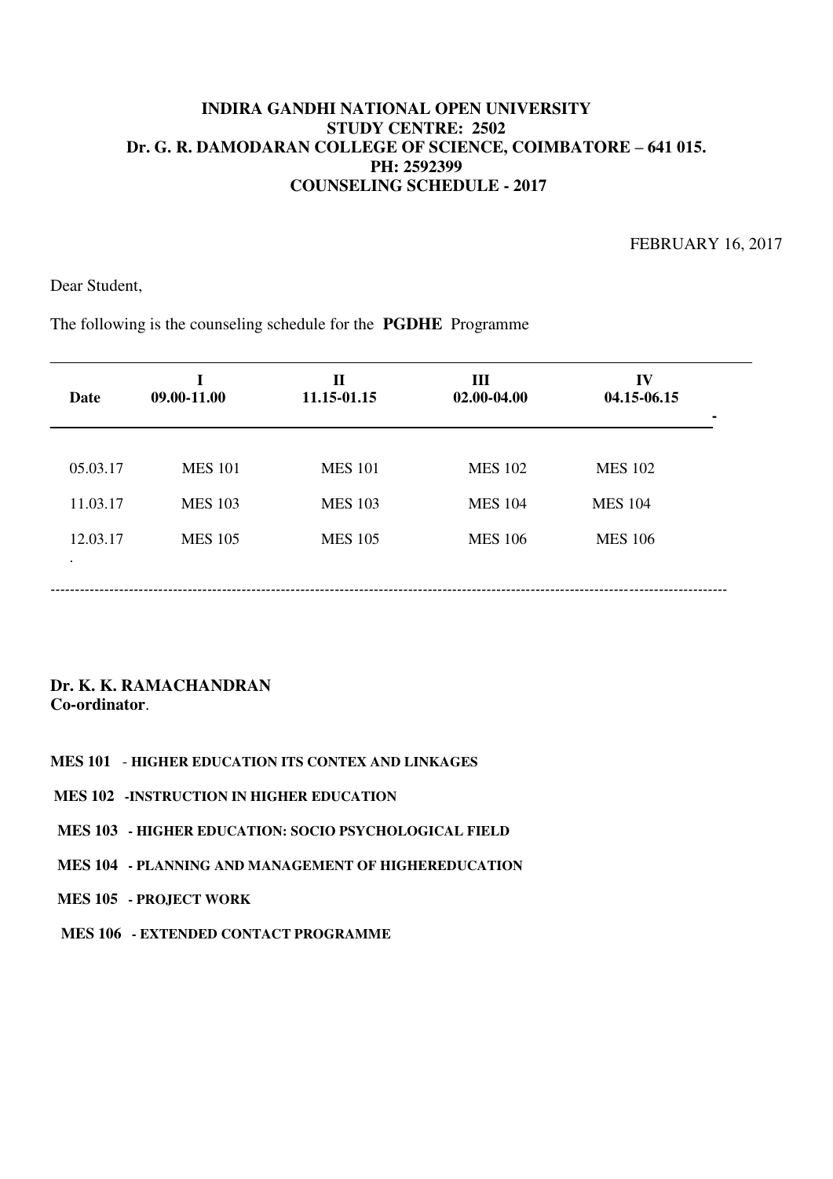**INDIRA GANDHI NATIONAL OPEN UNIVERSITY**
**STUDY CENTRE: 2502**
**Dr. G. R. DAMODARAN COLLEGE OF SCIENCE, COIMBATORE – 641 015.**
**PH: 2592399**
**COUNSELING SCHEDULE - 2017**

FEBRUARY 16, 2017

Dear Student,

The following is the counseling schedule for the **PGDHE** Programme

| **Date** | **I** **09.00-11.00** | **II** **11.15-01.15** | **III** **02.00-04.00** | **IV** **04.15-06.15** |
|---|---|---|---|---|
| 05.03.17 | MES 101 | MES 101 | MES 102 | MES 102 |
| 11.03.17 | MES 103 | MES 103 | MES 104 | MES 104 |
| 12.03.17 | MES 105 | MES 105 | MES 106 | MES 106 |

**Dr. K. K. RAMACHANDRAN**
**Co-ordinator**.

**MES 101** - **HIGHER EDUCATION ITS CONTEX AND LINKAGES**

**MES 102 -INSTRUCTION IN HIGHER EDUCATION**

**MES 103 - HIGHER EDUCATION: SOCIO PSYCHOLOGICAL FIELD**

**MES 104 - PLANNING AND MANAGEMENT OF HIGHEREDUCATION**

**MES 105 - PROJECT WORK**

**MES 106 - EXTENDED CONTACT PROGRAMME**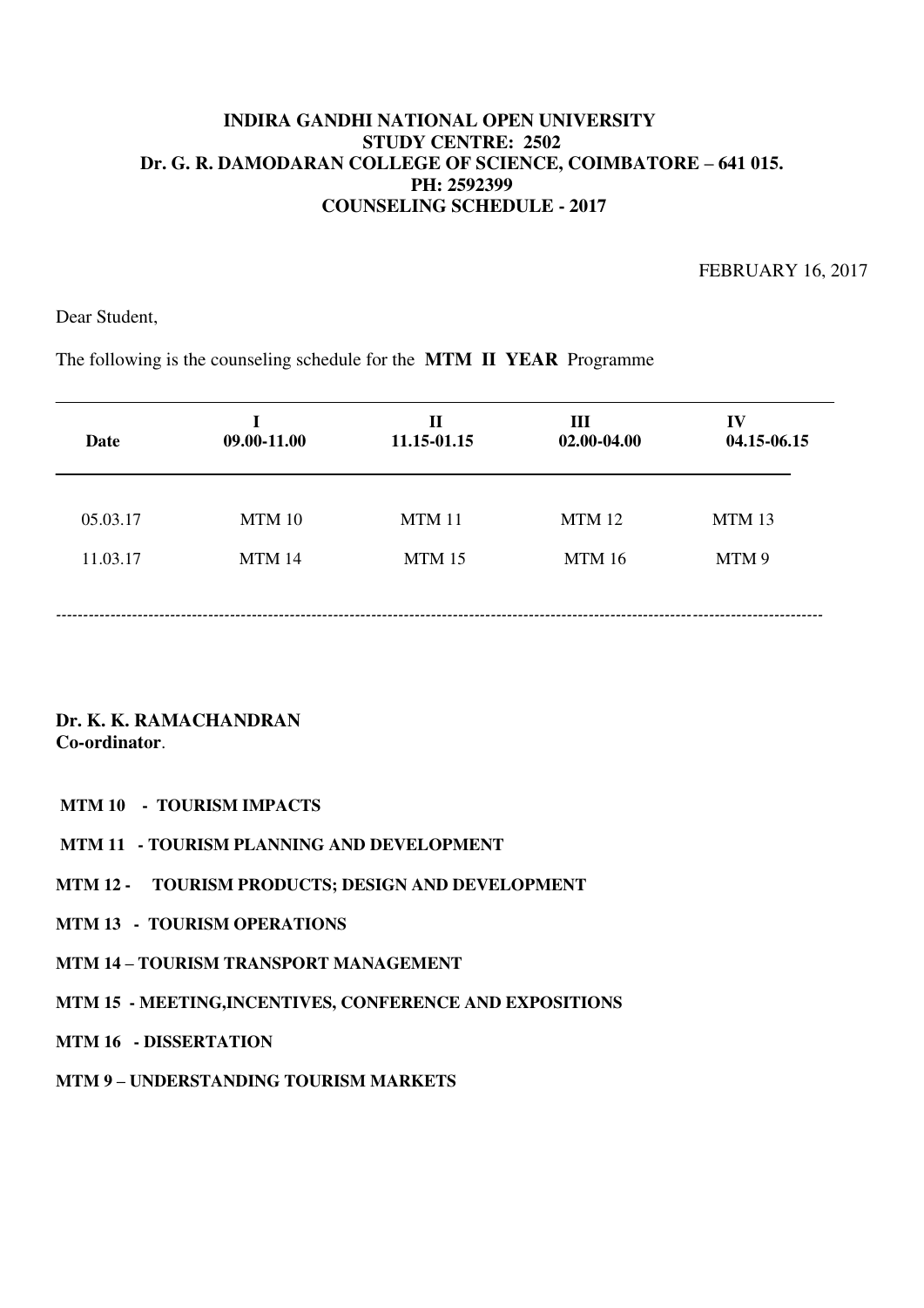**INDIRA GANDHI NATIONAL OPEN UNIVERSITY**
**STUDY CENTRE: 2502**
**Dr. G. R. DAMODARAN COLLEGE OF SCIENCE, COIMBATORE – 641 015.**
**PH: 2592399**
**COUNSELING SCHEDULE - 2017**

FEBRUARY 16, 2017

Dear Student,

The following is the counseling schedule for the **MTM II YEAR** Programme

| Date | I 09.00-11.00 | II 11.15-01.15 | III 02.00-04.00 | IV 04.15-06.15 |
|---|---|---|---|---|
| 05.03.17 | MTM 10 | MTM 11 | MTM 12 | MTM 13 |
| 11.03.17 | MTM 14 | MTM 15 | MTM 16 | MTM 9 |

---

**Dr. K. K. RAMACHANDRAN**
**Co-ordinator**.

**MTM 10 - TOURISM IMPACTS**

**MTM 11 - TOURISM PLANNING AND DEVELOPMENT**

**MTM 12 - TOURISM PRODUCTS; DESIGN AND DEVELOPMENT**

**MTM 13 - TOURISM OPERATIONS**

**MTM 14 – TOURISM TRANSPORT MANAGEMENT**

**MTM 15 - MEETING,INCENTIVES, CONFERENCE AND EXPOSITIONS**

**MTM 16 - DISSERTATION**

**MTM 9 – UNDERSTANDING TOURISM MARKETS**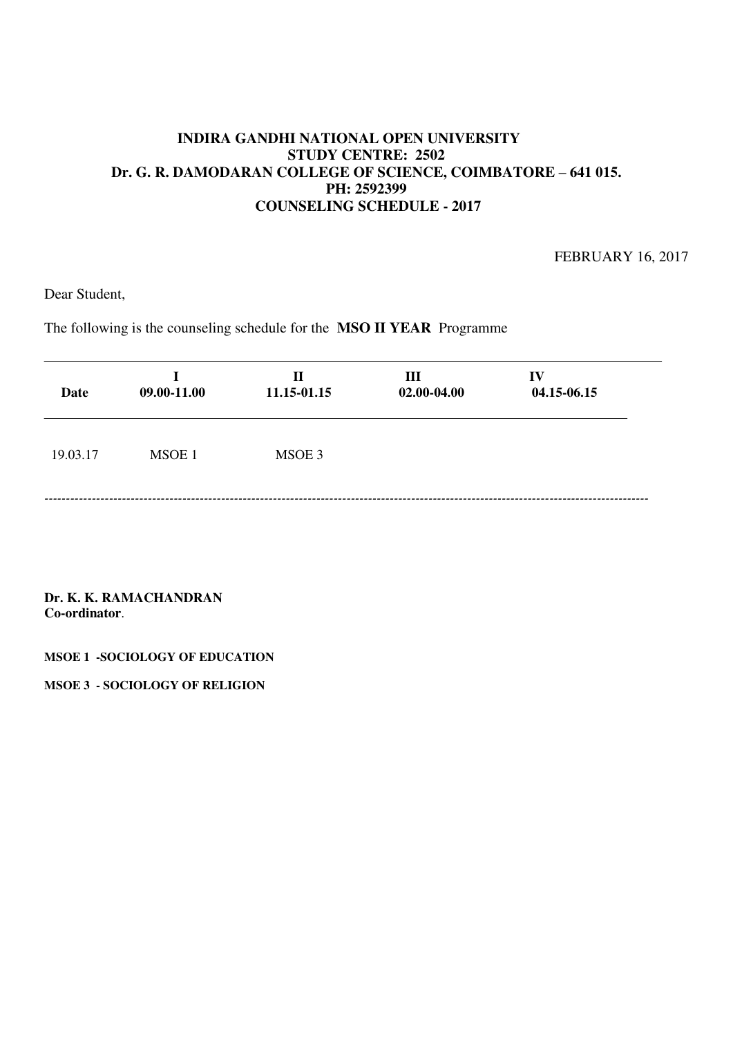**INDIRA GANDHI NATIONAL OPEN UNIVERSITY**
**STUDY CENTRE: 2502**
**Dr. G. R. DAMODARAN COLLEGE OF SCIENCE, COIMBATORE – 641 015.**
**PH: 2592399**
**COUNSELING SCHEDULE - 2017**

FEBRUARY 16, 2017

Dear Student,

The following is the counseling schedule for the **MSO II YEAR** Programme

| Date | I<br>09.00-11.00 | II<br>11.15-01.15 | III<br>02.00-04.00 | IV<br>04.15-06.15 |
|---|---|---|---|---|
| 19.03.17 | MSOE 1 | MSOE 3 | | |

**Dr. K. K. RAMACHANDRAN**
**Co-ordinator**.

**MSOE 1 -SOCIOLOGY OF EDUCATION**

**MSOE 3 - SOCIOLOGY OF RELIGION**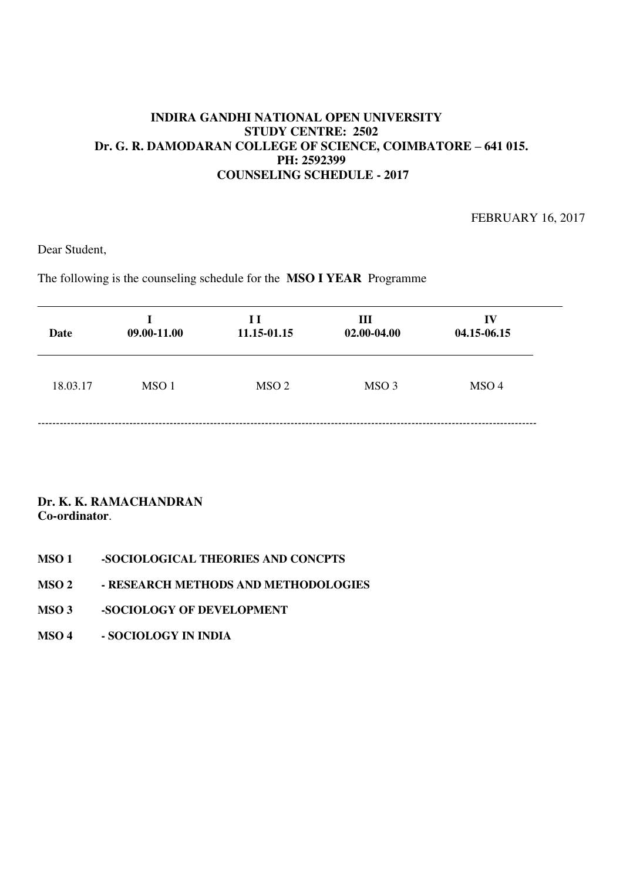**INDIRA GANDHI NATIONAL OPEN UNIVERSITY**
**STUDY CENTRE: 2502**
**Dr. G. R. DAMODARAN COLLEGE OF SCIENCE, COIMBATORE – 641 015.**
**PH: 2592399**
**COUNSELING SCHEDULE - 2017**

FEBRUARY 16, 2017

Dear Student,

The following is the counseling schedule for the **MSO I YEAR** Programme

| Date | I 09.00-11.00 | I I 11.15-01.15 | III 02.00-04.00 | IV 04.15-06.15 |
|---|---|---|---|---|
| 18.03.17 | MSO 1 | MSO 2 | MSO 3 | MSO 4 |

**Dr. K. K. RAMACHANDRAN**
**Co-ordinator**.

**MSO 1 -SOCIOLOGICAL THEORIES AND CONCPTS**

**MSO 2 - RESEARCH METHODS AND METHODOLOGIES**

**MSO 3 -SOCIOLOGY OF DEVELOPMENT**

**MSO 4 - SOCIOLOGY IN INDIA**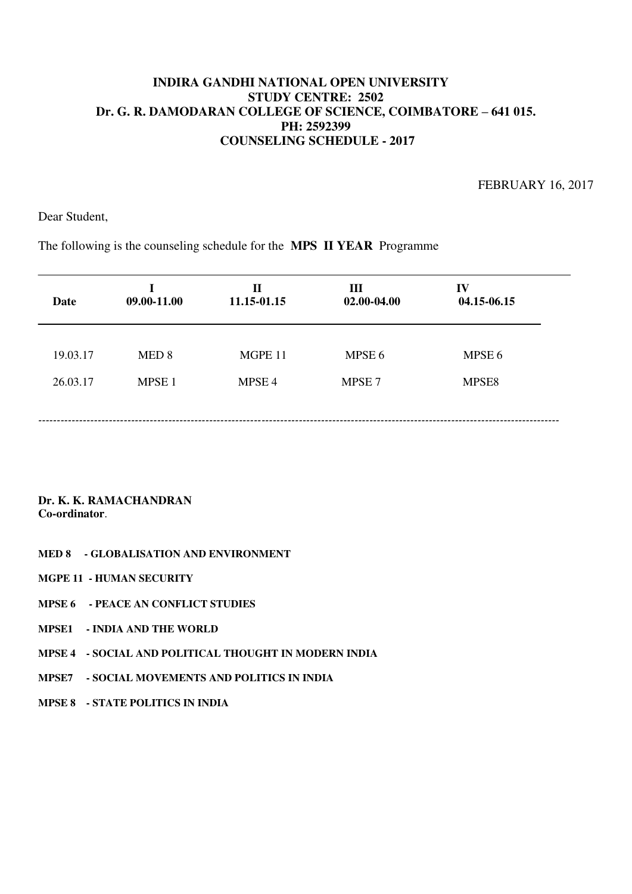**INDIRA GANDHI NATIONAL OPEN UNIVERSITY**
**STUDY CENTRE: 2502**
**Dr. G. R. DAMODARAN COLLEGE OF SCIENCE, COIMBATORE – 641 015.**
**PH: 2592399**
**COUNSELING SCHEDULE - 2017**

FEBRUARY 16, 2017

Dear Student,

The following is the counseling schedule for the **MPS II YEAR** Programme

| Date | I 09.00-11.00 | II 11.15-01.15 | III 02.00-04.00 | IV 04.15-06.15 |
|---|---|---|---|---|
| 19.03.17 | MED 8 | MGPE 11 | MPSE 6 | MPSE 6 |
| 26.03.17 | MPSE 1 | MPSE 4 | MPSE 7 | MPSE8 |

**Dr. K. K. RAMACHANDRAN**
**Co-ordinator**.

**MED 8 - GLOBALISATION AND ENVIRONMENT**

**MGPE 11 - HUMAN SECURITY**

**MPSE 6 - PEACE AN CONFLICT STUDIES**

**MPSE1 - INDIA AND THE WORLD**

**MPSE 4 - SOCIAL AND POLITICAL THOUGHT IN MODERN INDIA**

**MPSE7 - SOCIAL MOVEMENTS AND POLITICS IN INDIA**

**MPSE 8 - STATE POLITICS IN INDIA**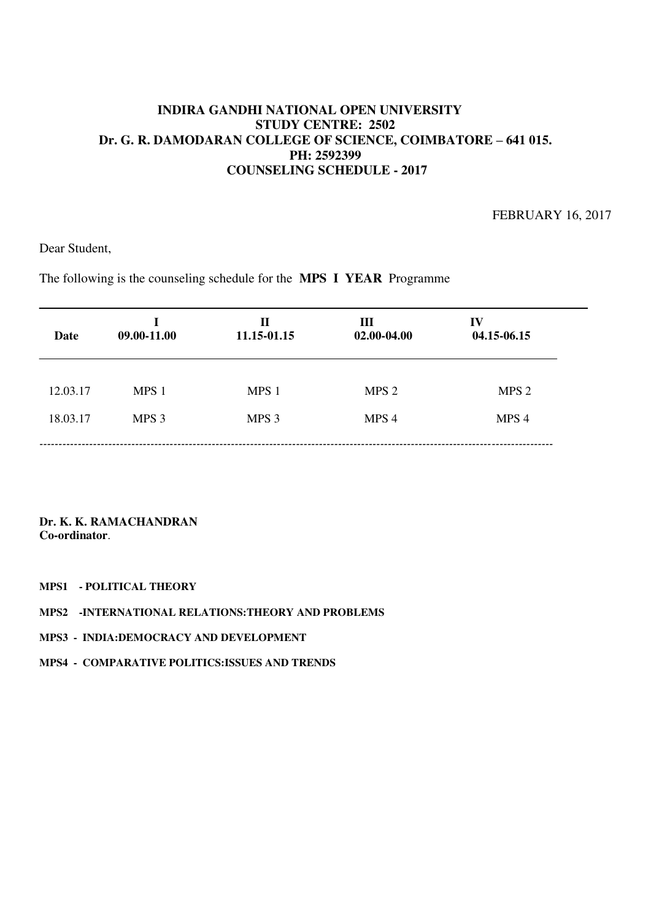**INDIRA GANDHI NATIONAL OPEN UNIVERSITY**
**STUDY CENTRE: 2502**
**Dr. G. R. DAMODARAN COLLEGE OF SCIENCE, COIMBATORE – 641 015.**
**PH: 2592399**
**COUNSELING SCHEDULE - 2017**

FEBRUARY 16, 2017

Dear Student,

The following is the counseling schedule for the **MPS I YEAR** Programme

| Date | I<br>09.00-11.00 | II<br>11.15-01.15 | III<br>02.00-04.00 | IV<br>04.15-06.15 |
|---|---|---|---|---|
| 12.03.17 | MPS 1 | MPS 1 | MPS 2 | MPS 2 |
| 18.03.17 | MPS 3 | MPS 3 | MPS 4 | MPS 4 |

**Dr. K. K. RAMACHANDRAN**
**Co-ordinator**.

**MPS1 - POLITICAL THEORY**

**MPS2 -INTERNATIONAL RELATIONS:THEORY AND PROBLEMS**

**MPS3 - INDIA:DEMOCRACY AND DEVELOPMENT**

**MPS4 - COMPARATIVE POLITICS:ISSUES AND TRENDS**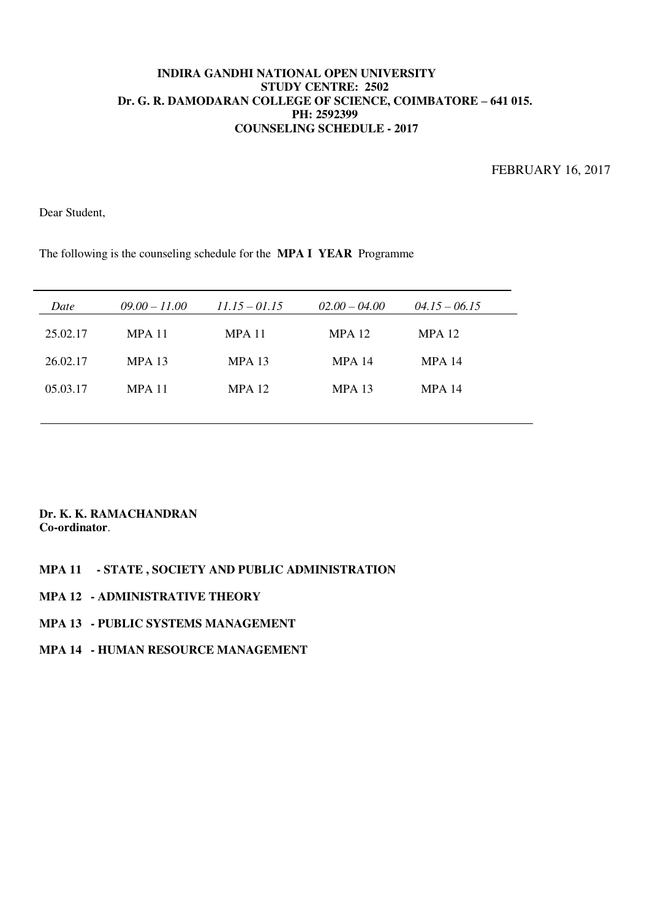**INDIRA GANDHI NATIONAL OPEN UNIVERSITY**
**STUDY CENTRE: 2502**
**Dr. G. R. DAMODARAN COLLEGE OF SCIENCE, COIMBATORE – 641 015.**
**PH: 2592399**
**COUNSELING SCHEDULE - 2017**

FEBRUARY 16, 2017

Dear Student,

The following is the counseling schedule for the **MPA I YEAR** Programme

| *Date* | *09.00 – 11.00* | *11.15 – 01.15* | *02.00 – 04.00* | *04.15 – 06.15* |
|---|---|---|---|---|
| 25.02.17 | MPA 11 | MPA 11 | MPA 12 | MPA 12 |
| 26.02.17 | MPA 13 | MPA 13 | MPA 14 | MPA 14 |
| 05.03.17 | MPA 11 | MPA 12 | MPA 13 | MPA 14 |

**Dr. K. K. RAMACHANDRAN**
**Co-ordinator**.

**MPA 11 - STATE , SOCIETY AND PUBLIC ADMINISTRATION**

**MPA 12 - ADMINISTRATIVE THEORY**

**MPA 13 - PUBLIC SYSTEMS MANAGEMENT**

**MPA 14 - HUMAN RESOURCE MANAGEMENT**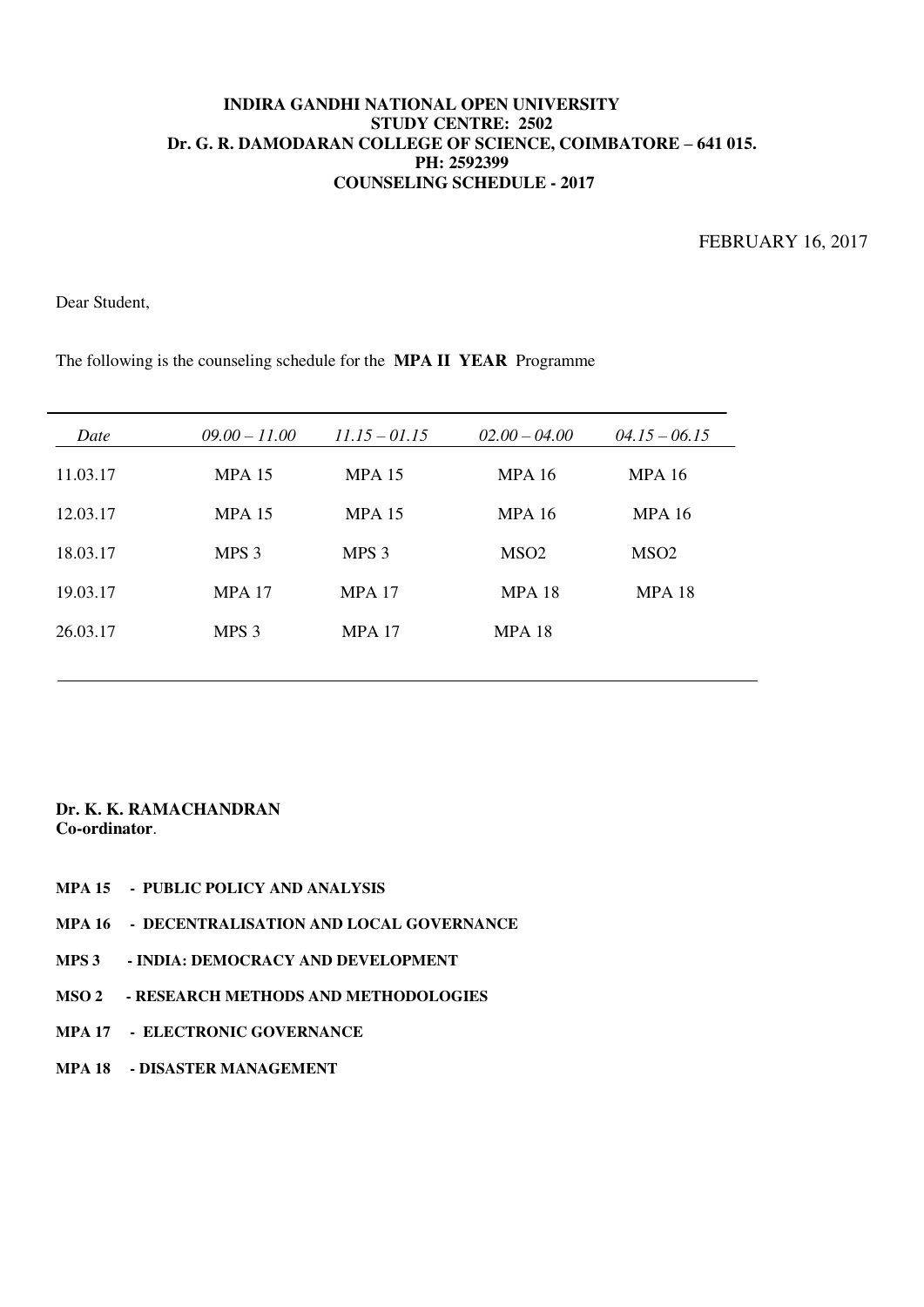**INDIRA GANDHI NATIONAL OPEN UNIVERSITY**
**STUDY CENTRE: 2502**
**Dr. G. R. DAMODARAN COLLEGE OF SCIENCE, COIMBATORE – 641 015.**
**PH: 2592399**
**COUNSELING SCHEDULE - 2017**

FEBRUARY 16, 2017

Dear Student,

The following is the counseling schedule for the **MPA II YEAR** Programme

| *Date* | *09.00 – 11.00* | *11.15 – 01.15* | *02.00 – 04.00* | *04.15 – 06.15* |
|---|---|---|---|---|
| 11.03.17 | MPA 15 | MPA 15 | MPA 16 | MPA 16 |
| 12.03.17 | MPA 15 | MPA 15 | MPA 16 | MPA 16 |
| 18.03.17 | MPS 3 | MPS 3 | MSO2 | MSO2 |
| 19.03.17 | MPA 17 | MPA 17 | MPA 18 | MPA 18 |
| 26.03.17 | MPS 3 | MPA 17 | MPA 18 | |

**Dr. K. K. RAMACHANDRAN**
**Co-ordinator**.

**MPA 15 - PUBLIC POLICY AND ANALYSIS**

**MPA 16 - DECENTRALISATION AND LOCAL GOVERNANCE**

**MPS 3 - INDIA: DEMOCRACY AND DEVELOPMENT**

**MSO 2 - RESEARCH METHODS AND METHODOLOGIES**

**MPA 17 - ELECTRONIC GOVERNANCE**

**MPA 18 - DISASTER MANAGEMENT**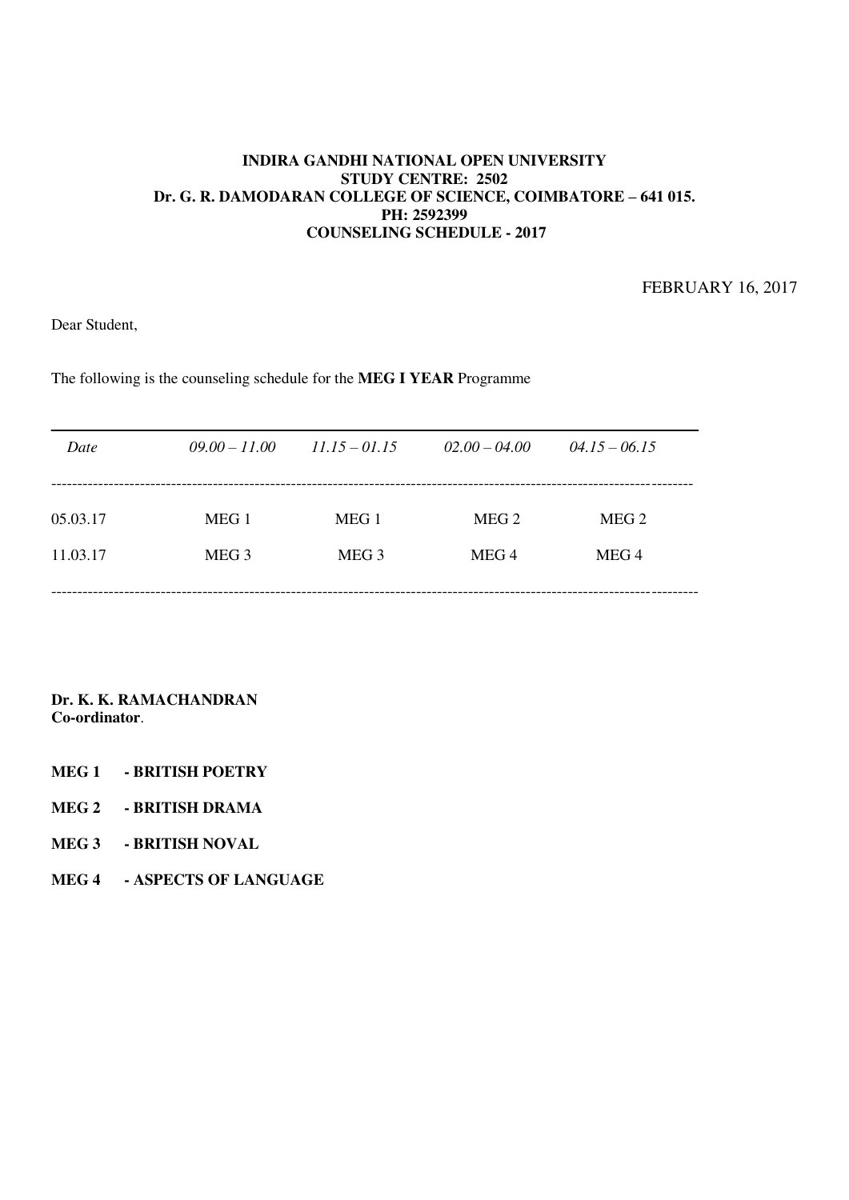**INDIRA GANDHI NATIONAL OPEN UNIVERSITY**
**STUDY CENTRE: 2502**
**Dr. G. R. DAMODARAN COLLEGE OF SCIENCE, COIMBATORE – 641 015.**
**PH: 2592399**
**COUNSELING SCHEDULE - 2017**

FEBRUARY 16, 2017

Dear Student,

The following is the counseling schedule for the **MEG I YEAR** Programme

| *Date* | *09.00 – 11.00* | *11.15 – 01.15* | *02.00 – 04.00* | *04.15 – 06.15* |
|---|---|---|---|---|
| 05.03.17 | MEG 1 | MEG 1 | MEG 2 | MEG 2 |
| 11.03.17 | MEG 3 | MEG 3 | MEG 4 | MEG 4 |

**Dr. K. K. RAMACHANDRAN**
**Co-ordinator**.

**MEG 1 - BRITISH POETRY**

**MEG 2 - BRITISH DRAMA**

**MEG 3 - BRITISH NOVAL**

**MEG 4 - ASPECTS OF LANGUAGE**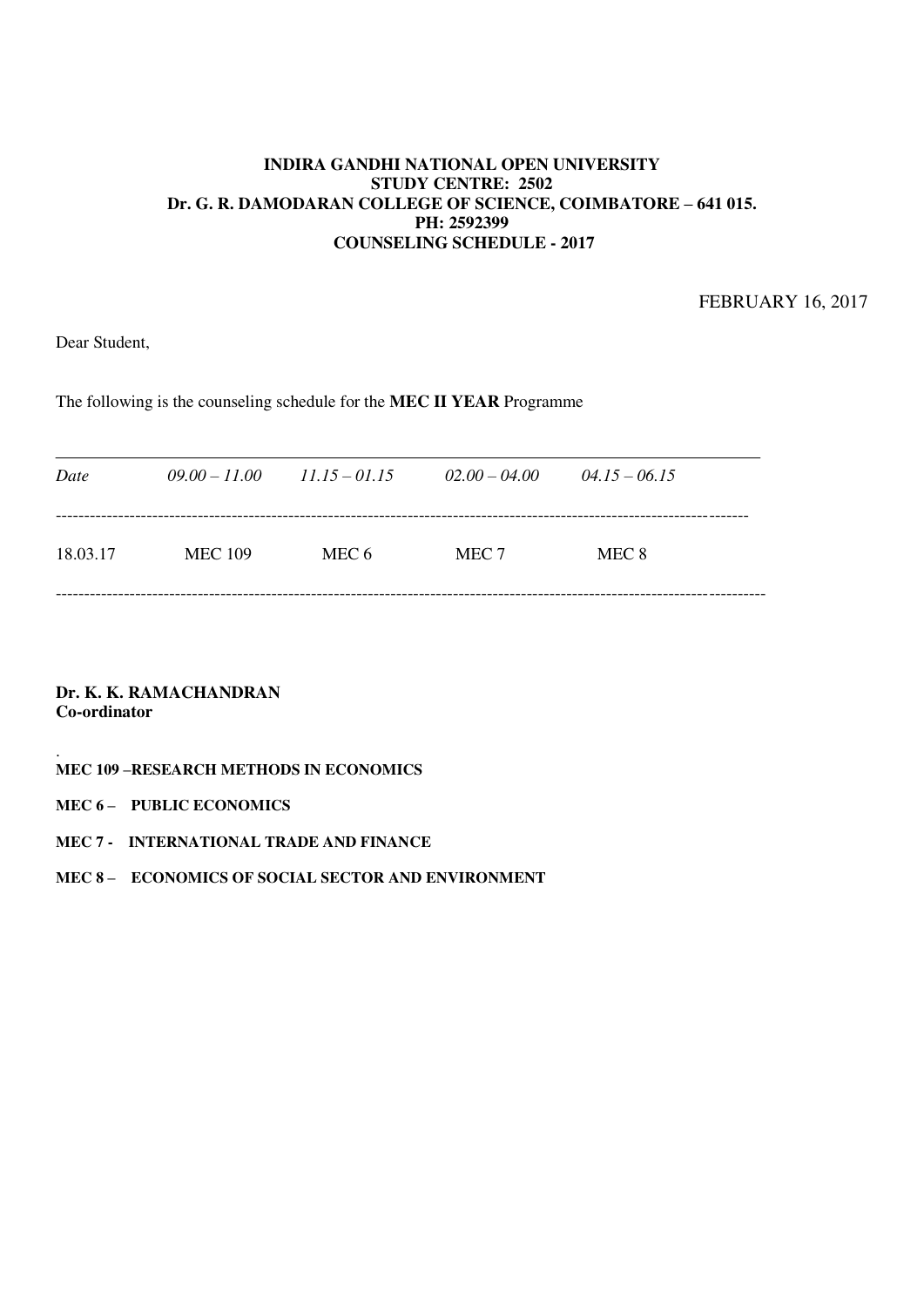**INDIRA GANDHI NATIONAL OPEN UNIVERSITY**
**STUDY CENTRE: 2502**
**Dr. G. R. DAMODARAN COLLEGE OF SCIENCE, COIMBATORE – 641 015.**
**PH: 2592399**
**COUNSELING SCHEDULE - 2017**

FEBRUARY 16, 2017

Dear Student,

The following is the counseling schedule for the **MEC II YEAR** Programme

| *Date* | *09.00 – 11.00* | *11.15 – 01.15* | *02.00 – 04.00* | *04.15 – 06.15* |
|---|---|---|---|---|
| 18.03.17 | MEC 109 | MEC 6 | MEC 7 | MEC 8 |

**Dr. K. K. RAMACHANDRAN**
**Co-ordinator**

**MEC 109 –RESEARCH METHODS IN ECONOMICS**

**MEC 6 – PUBLIC ECONOMICS**

**MEC 7 - INTERNATIONAL TRADE AND FINANCE**

**MEC 8 – ECONOMICS OF SOCIAL SECTOR AND ENVIRONMENT**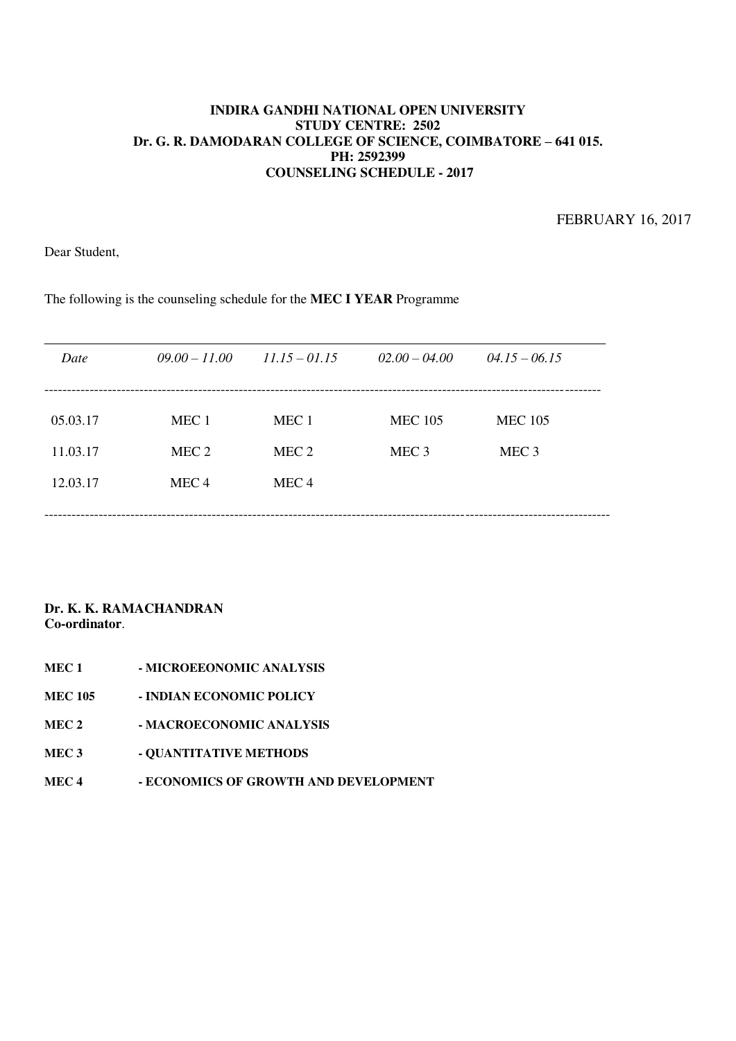**INDIRA GANDHI NATIONAL OPEN UNIVERSITY**
**STUDY CENTRE: 2502**
**Dr. G. R. DAMODARAN COLLEGE OF SCIENCE, COIMBATORE – 641 015.**
**PH: 2592399**
**COUNSELING SCHEDULE - 2017**

FEBRUARY 16, 2017

Dear Student,

The following is the counseling schedule for the **MEC I YEAR** Programme

| *Date* | *09.00 – 11.00* | *11.15 – 01.15* | *02.00 – 04.00* | *04.15 – 06.15* |
|---|---|---|---|---|
| 05.03.17 | MEC 1 | MEC 1 | MEC 105 | MEC 105 |
| 11.03.17 | MEC 2 | MEC 2 | MEC 3 | MEC 3 |
| 12.03.17 | MEC 4 | MEC 4 | | |

**Dr. K. K. RAMACHANDRAN**
**Co-ordinator**.

**MEC 1** **- MICROEEONOMIC ANALYSIS**

**MEC 105** **- INDIAN ECONOMIC POLICY**

**MEC 2** **- MACROECONOMIC ANALYSIS**

**MEC 3** **- QUANTITATIVE METHODS**

**MEC 4** **- ECONOMICS OF GROWTH AND DEVELOPMENT**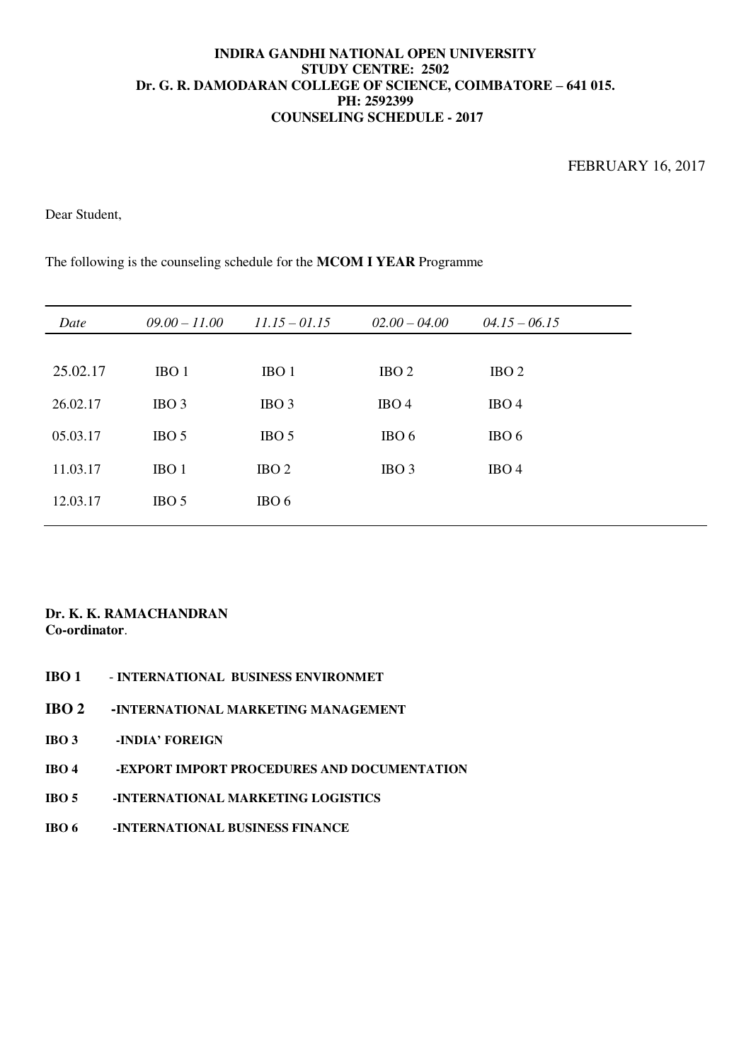**INDIRA GANDHI NATIONAL OPEN UNIVERSITY**
**STUDY CENTRE: 2502**
**Dr. G. R. DAMODARAN COLLEGE OF SCIENCE, COIMBATORE – 641 015.**
**PH: 2592399**
**COUNSELING SCHEDULE - 2017**

FEBRUARY 16, 2017

Dear Student,

The following is the counseling schedule for the **MCOM I YEAR** Programme

| *Date* | *09.00 – 11.00* | *11.15 – 01.15* | *02.00 – 04.00* | *04.15 – 06.15* |
|---|---|---|---|---|
| 25.02.17 | IBO 1 | IBO 1 | IBO 2 | IBO 2 |
| 26.02.17 | IBO 3 | IBO 3 | IBO 4 | IBO 4 |
| 05.03.17 | IBO 5 | IBO 5 | IBO 6 | IBO 6 |
| 11.03.17 | IBO 1 | IBO 2 | IBO 3 | IBO 4 |
| 12.03.17 | IBO 5 | IBO 6 | | |

**Dr. K. K. RAMACHANDRAN**
**Co-ordinator**.

**IBO 1** - **INTERNATIONAL BUSINESS ENVIRONMET**

**IBO 2** **-INTERNATIONAL MARKETING MANAGEMENT**

**IBO 3** **-INDIA' FOREIGN**

**IBO 4** **-EXPORT IMPORT PROCEDURES AND DOCUMENTATION**

**IBO 5** **-INTERNATIONAL MARKETING LOGISTICS**

**IBO 6** **-INTERNATIONAL BUSINESS FINANCE**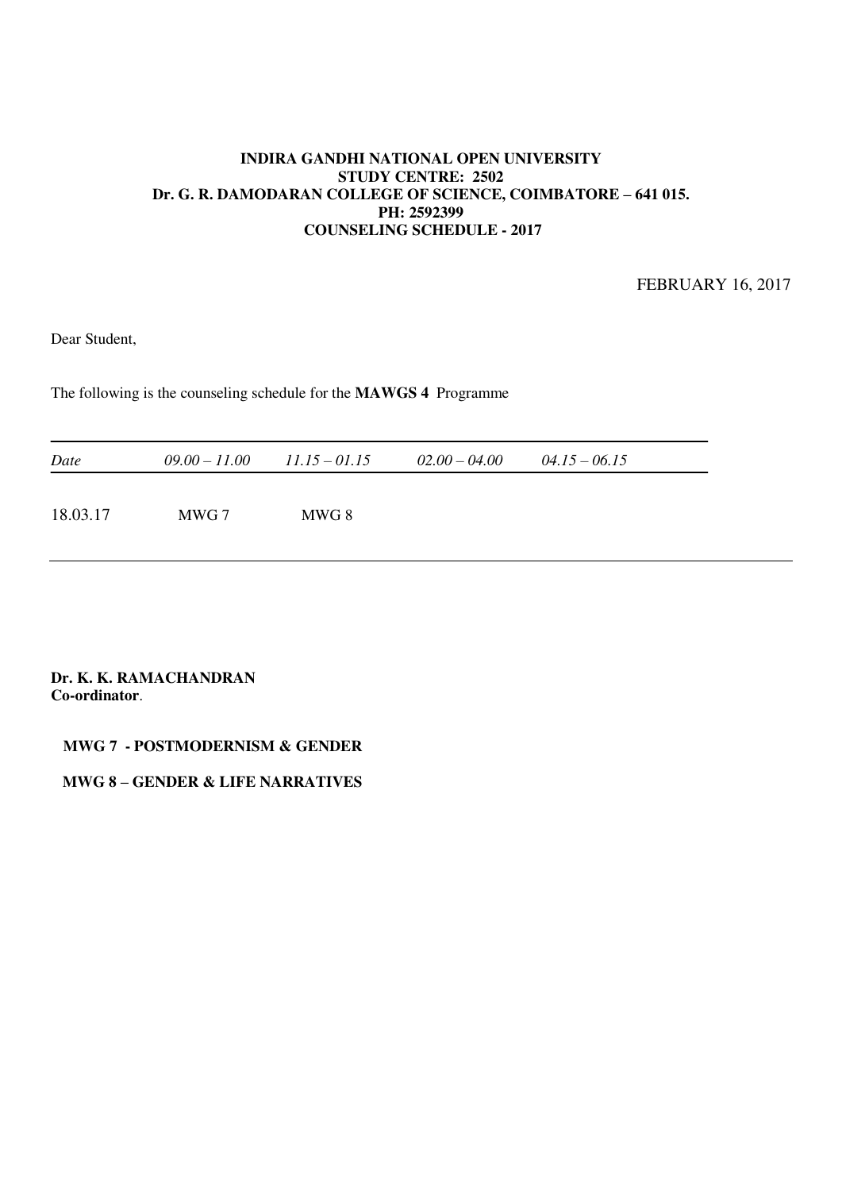**INDIRA GANDHI NATIONAL OPEN UNIVERSITY**
**STUDY CENTRE: 2502**
**Dr. G. R. DAMODARAN COLLEGE OF SCIENCE, COIMBATORE – 641 015.**
**PH: 2592399**
**COUNSELING SCHEDULE - 2017**

FEBRUARY 16, 2017

Dear Student,

The following is the counseling schedule for the **MAWGS 4** Programme

| *Date* | *09.00 – 11.00* | *11.15 – 01.15* | *02.00 – 04.00* | *04.15 – 06.15* |
|---|---|---|---|---|
| 18.03.17 | MWG 7 | MWG 8 | | |

**Dr. K. K. RAMACHANDRAN**
**Co-ordinator**.

**MWG 7 - POSTMODERNISM & GENDER**

**MWG 8 – GENDER & LIFE NARRATIVES**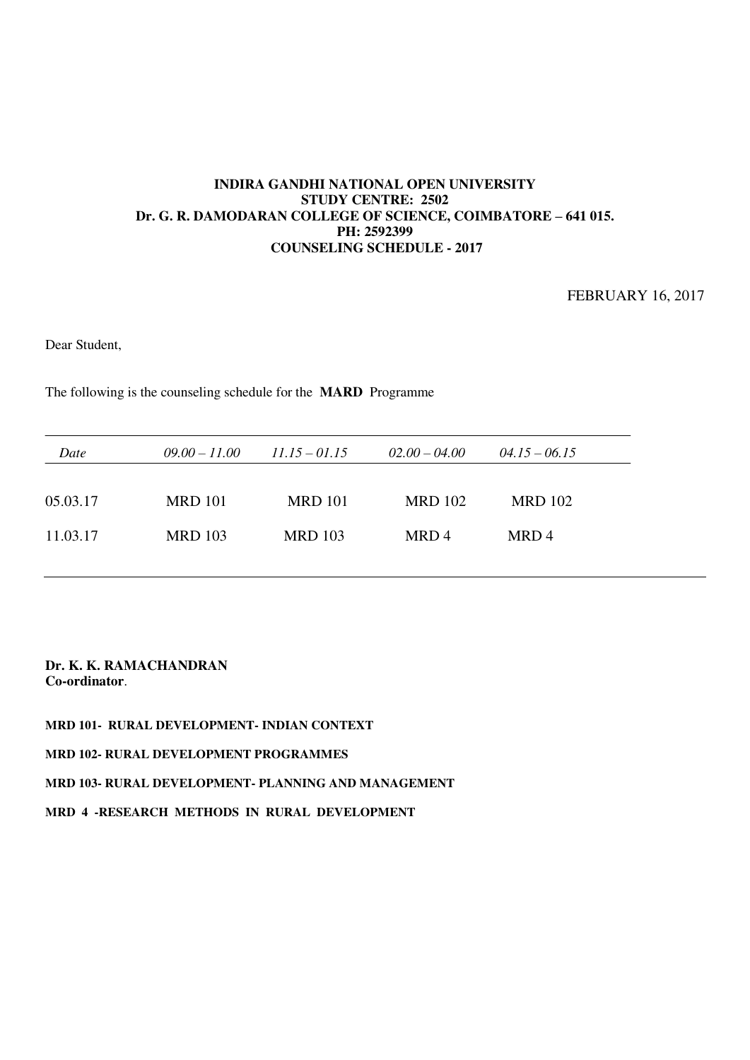**INDIRA GANDHI NATIONAL OPEN UNIVERSITY**
**STUDY CENTRE: 2502**
**Dr. G. R. DAMODARAN COLLEGE OF SCIENCE, COIMBATORE – 641 015.**
**PH: 2592399**
**COUNSELING SCHEDULE - 2017**

FEBRUARY 16, 2017

Dear Student,

The following is the counseling schedule for the **MARD** Programme

| *Date* | *09.00 – 11.00* | *11.15 – 01.15* | *02.00 – 04.00* | *04.15 – 06.15* |
|---|---|---|---|---|
| 05.03.17 | MRD 101 | MRD 101 | MRD 102 | MRD 102 |
| 11.03.17 | MRD 103 | MRD 103 | MRD 4 | MRD 4 |

**Dr. K. K. RAMACHANDRAN**
**Co-ordinator**.

**MRD 101- RURAL DEVELOPMENT- INDIAN CONTEXT**

**MRD 102- RURAL DEVELOPMENT PROGRAMMES**

**MRD 103- RURAL DEVELOPMENT- PLANNING AND MANAGEMENT**

**MRD 4 -RESEARCH METHODS IN RURAL DEVELOPMENT**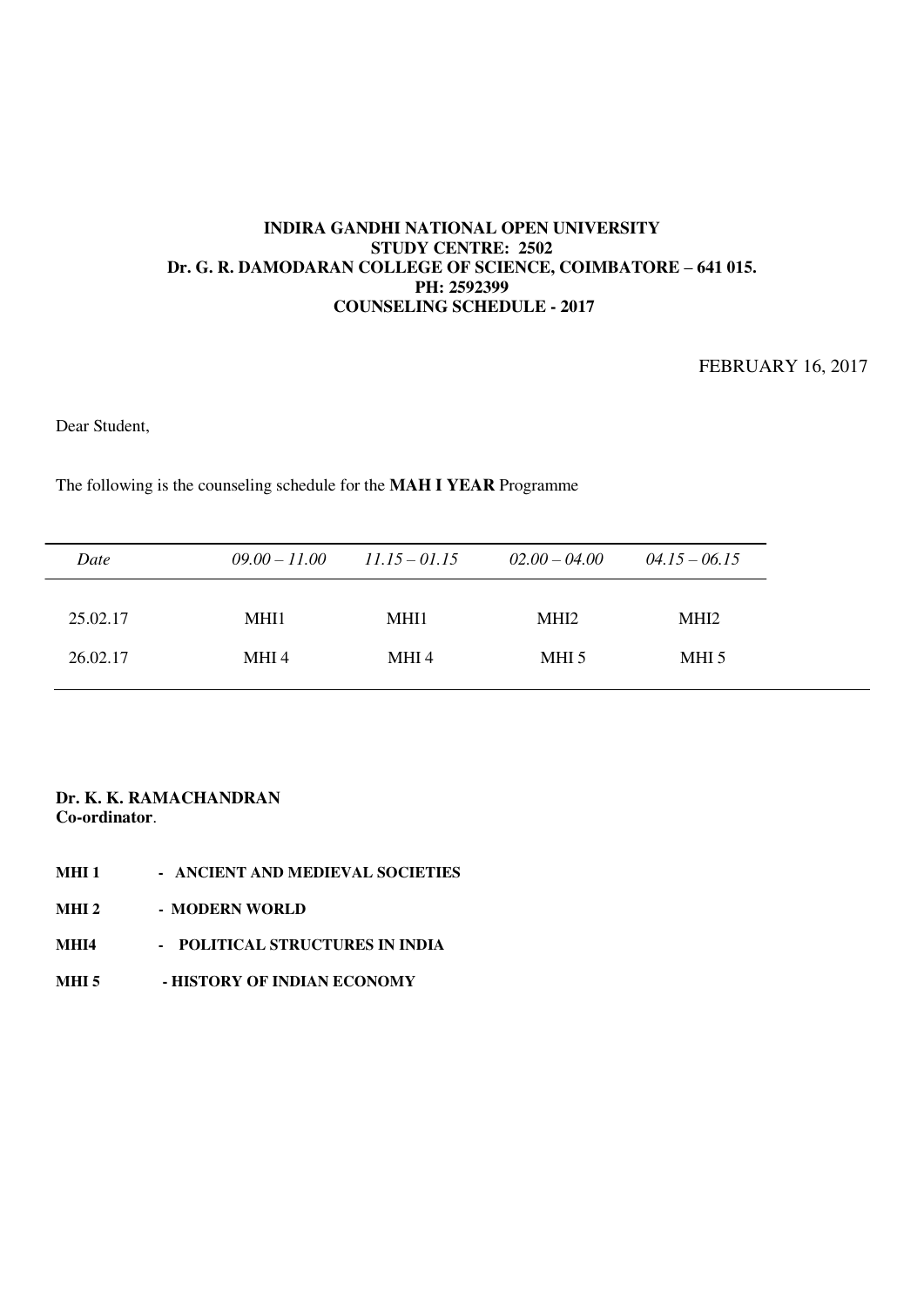**INDIRA GANDHI NATIONAL OPEN UNIVERSITY**
**STUDY CENTRE: 2502**
**Dr. G. R. DAMODARAN COLLEGE OF SCIENCE, COIMBATORE – 641 015.**
**PH: 2592399**
**COUNSELING SCHEDULE - 2017**

FEBRUARY 16, 2017

Dear Student,

The following is the counseling schedule for the **MAH I YEAR** Programme

| *Date* | *09.00 – 11.00* | *11.15 – 01.15* | *02.00 – 04.00* | *04.15 – 06.15* |
|---|---|---|---|---|
| 25.02.17 | MHI1 | MHI1 | MHI2 | MHI2 |
| 26.02.17 | MHI 4 | MHI 4 | MHI 5 | MHI 5 |

**Dr. K. K. RAMACHANDRAN**
**Co-ordinator**.

**MHI 1** - **ANCIENT AND MEDIEVAL SOCIETIES**

**MHI 2** - **MODERN WORLD**

**MHI4** - **POLITICAL STRUCTURES IN INDIA**

**MHI 5** - **HISTORY OF INDIAN ECONOMY**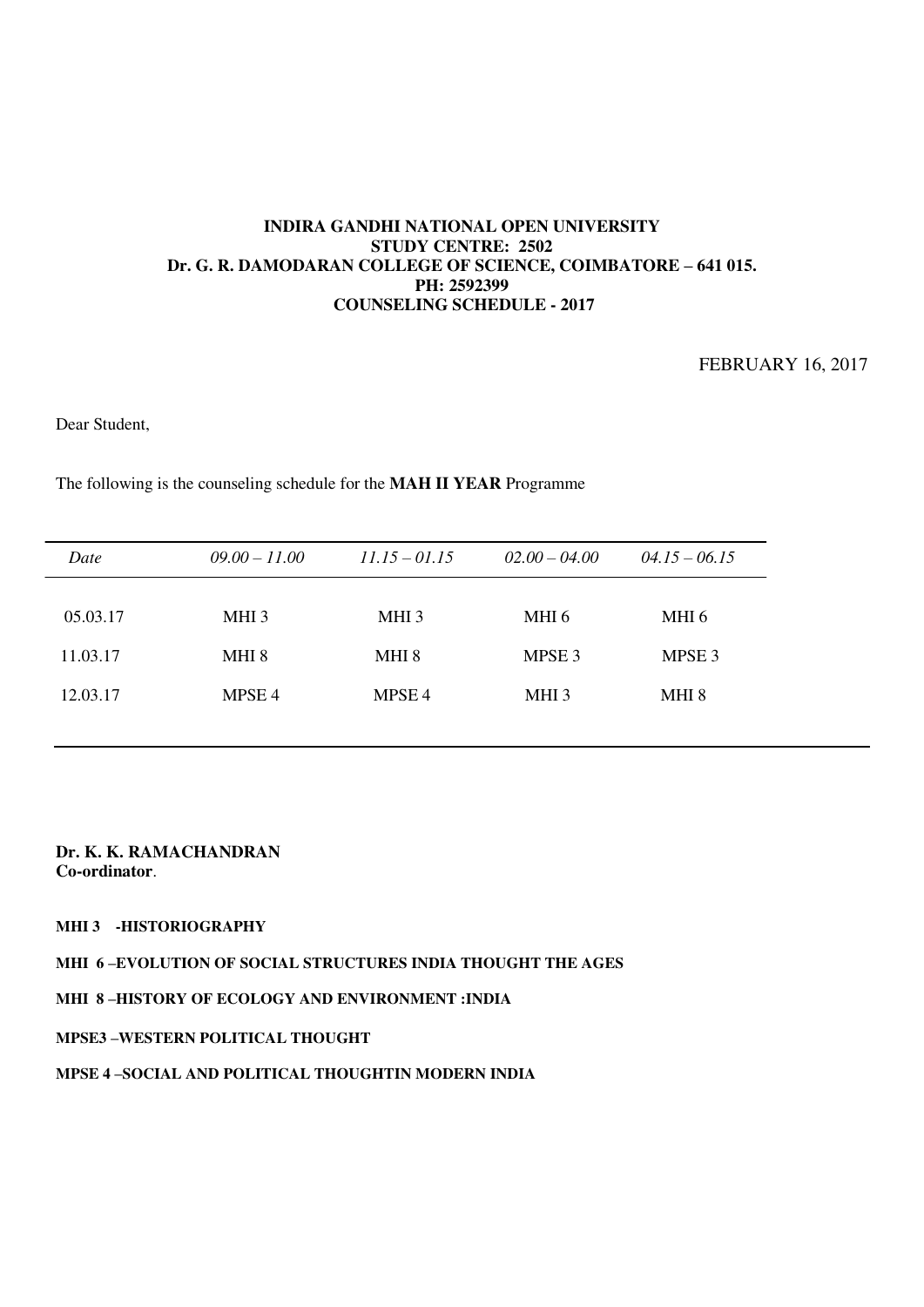**INDIRA GANDHI NATIONAL OPEN UNIVERSITY**
**STUDY CENTRE: 2502**
**Dr. G. R. DAMODARAN COLLEGE OF SCIENCE, COIMBATORE – 641 015.**
**PH: 2592399**
**COUNSELING SCHEDULE - 2017**

FEBRUARY 16, 2017

Dear Student,

The following is the counseling schedule for the **MAH II YEAR** Programme

| *Date* | *09.00 – 11.00* | *11.15 – 01.15* | *02.00 – 04.00* | *04.15 – 06.15* |
|---|---|---|---|---|
| 05.03.17 | MHI 3 | MHI 3 | MHI 6 | MHI 6 |
| 11.03.17 | MHI 8 | MHI 8 | MPSE 3 | MPSE 3 |
| 12.03.17 | MPSE 4 | MPSE 4 | MHI 3 | MHI 8 |

**Dr. K. K. RAMACHANDRAN**
**Co-ordinator**.

**MHI 3 -HISTORIOGRAPHY**

**MHI 6 –EVOLUTION OF SOCIAL STRUCTURES INDIA THOUGHT THE AGES**

**MHI 8 –HISTORY OF ECOLOGY AND ENVIRONMENT :INDIA**

**MPSE3 –WESTERN POLITICAL THOUGHT**

**MPSE 4 –SOCIAL AND POLITICAL THOUGHTIN MODERN INDIA**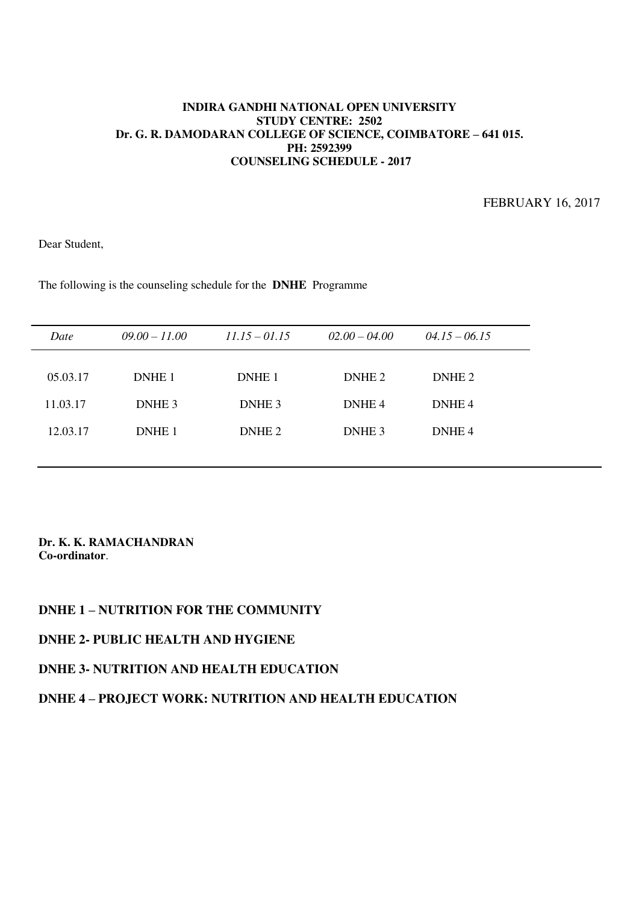**INDIRA GANDHI NATIONAL OPEN UNIVERSITY**
**STUDY CENTRE: 2502**
**Dr. G. R. DAMODARAN COLLEGE OF SCIENCE, COIMBATORE – 641 015.**
**PH: 2592399**
**COUNSELING SCHEDULE - 2017**

FEBRUARY 16, 2017

Dear Student,

The following is the counseling schedule for the **DNHE** Programme

| *Date* | *09.00 – 11.00* | *11.15 – 01.15* | *02.00 – 04.00* | *04.15 – 06.15* |
|---|---|---|---|---|
| 05.03.17 | DNHE 1 | DNHE 1 | DNHE 2 | DNHE 2 |
| 11.03.17 | DNHE 3 | DNHE 3 | DNHE 4 | DNHE 4 |
| 12.03.17 | DNHE 1 | DNHE 2 | DNHE 3 | DNHE 4 |

**Dr. K. K. RAMACHANDRAN**
**Co-ordinator**.

**DNHE 1 – NUTRITION FOR THE COMMUNITY**

**DNHE 2- PUBLIC HEALTH AND HYGIENE**

**DNHE 3- NUTRITION AND HEALTH EDUCATION**

**DNHE 4 – PROJECT WORK: NUTRITION AND HEALTH EDUCATION**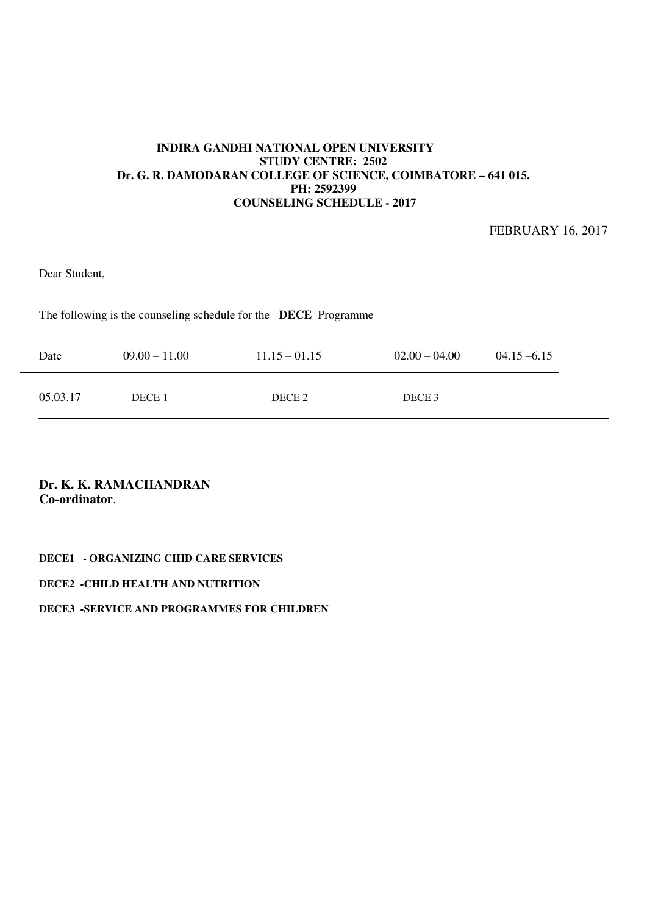**INDIRA GANDHI NATIONAL OPEN UNIVERSITY**
**STUDY CENTRE: 2502**
**Dr. G. R. DAMODARAN COLLEGE OF SCIENCE, COIMBATORE – 641 015.**
**PH: 2592399**
**COUNSELING SCHEDULE - 2017**

FEBRUARY 16, 2017

Dear Student,

The following is the counseling schedule for the **DECE** Programme

| Date | 09.00 – 11.00 | 11.15 – 01.15 | 02.00 – 04.00 | 04.15 –6.15 |
|---|---|---|---|---|
| 05.03.17 | DECE 1 | DECE 2 | DECE 3 | |

**Dr. K. K. RAMACHANDRAN**
**Co-ordinator**.

**DECE1 - ORGANIZING CHID CARE SERVICES**

**DECE2 -CHILD HEALTH AND NUTRITION**

**DECE3 -SERVICE AND PROGRAMMES FOR CHILDREN**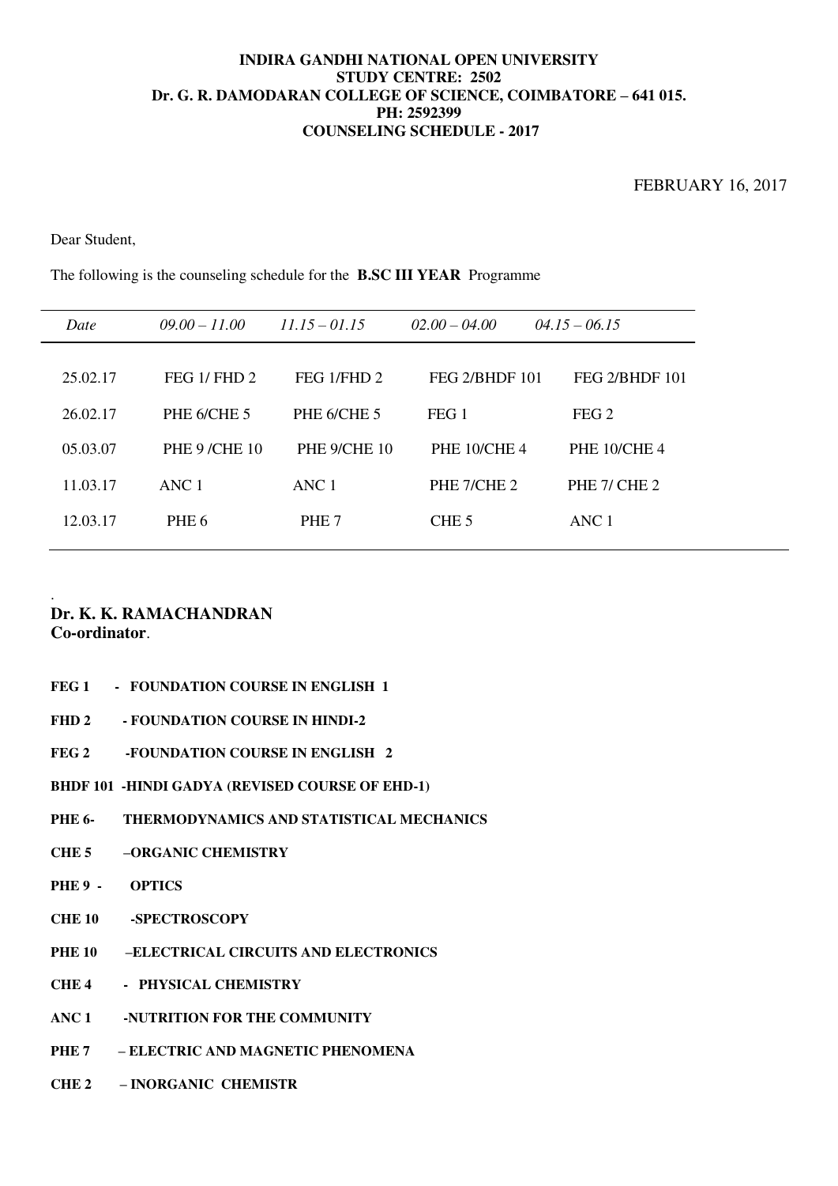**INDIRA GANDHI NATIONAL OPEN UNIVERSITY**
**STUDY CENTRE: 2502**
**Dr. G. R. DAMODARAN COLLEGE OF SCIENCE, COIMBATORE – 641 015.**
**PH: 2592399**
**COUNSELING SCHEDULE - 2017**

FEBRUARY 16, 2017

Dear Student,

The following is the counseling schedule for the **B.SC III YEAR** Programme

| *Date* | *09.00 – 11.00* | *11.15 – 01.15* | *02.00 – 04.00* | *04.15 – 06.15* |
|---|---|---|---|---|
| 25.02.17 | FEG 1/ FHD 2 | FEG 1/FHD 2 | FEG 2/BHDF 101 | FEG 2/BHDF 101 |
| 26.02.17 | PHE 6/CHE 5 | PHE 6/CHE 5 | FEG 1 | FEG 2 |
| 05.03.07 | PHE 9 /CHE 10 | PHE 9/CHE 10 | PHE 10/CHE 4 | PHE 10/CHE 4 |
| 11.03.17 | ANC 1 | ANC 1 | PHE 7/CHE 2 | PHE 7/ CHE 2 |
| 12.03.17 | PHE 6 | PHE 7 | CHE 5 | ANC 1 |

.
**Dr. K. K. RAMACHANDRAN**
**Co-ordinator**.

**FEG 1 - FOUNDATION COURSE IN ENGLISH 1**

**FHD 2 - FOUNDATION COURSE IN HINDI-2**

**FEG 2 -FOUNDATION COURSE IN ENGLISH 2**

**BHDF 101 -HINDI GADYA (REVISED COURSE OF EHD-1)**

**PHE 6- THERMODYNAMICS AND STATISTICAL MECHANICS**

**CHE 5 –ORGANIC CHEMISTRY**

**PHE 9 - OPTICS**

**CHE 10 -SPECTROSCOPY**

**PHE 10 –ELECTRICAL CIRCUITS AND ELECTRONICS**

**CHE 4 - PHYSICAL CHEMISTRY**

**ANC 1 -NUTRITION FOR THE COMMUNITY**

**PHE 7 – ELECTRIC AND MAGNETIC PHENOMENA**

**CHE 2 – INORGANIC CHEMISTR**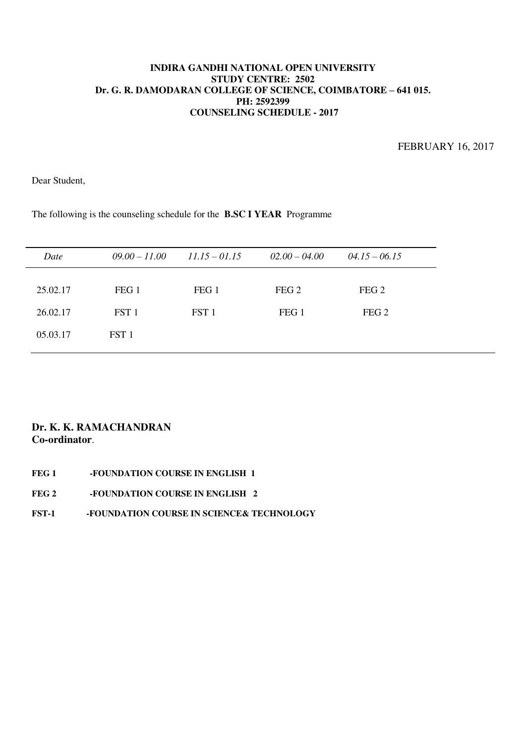**INDIRA GANDHI NATIONAL OPEN UNIVERSITY**
**STUDY CENTRE: 2502**
**Dr. G. R. DAMODARAN COLLEGE OF SCIENCE, COIMBATORE – 641 015.**
**PH: 2592399**
**COUNSELING SCHEDULE - 2017**

FEBRUARY 16, 2017

Dear Student,

The following is the counseling schedule for the **B.SC I YEAR** Programme

| *Date* | *09.00 – 11.00* | *11.15 – 01.15* | *02.00 – 04.00* | *04.15 – 06.15* |
|---|---|---|---|---|
| 25.02.17 | FEG 1 | FEG 1 | FEG 2 | FEG 2 |
| 26.02.17 | FST 1 | FST 1 | FEG 1 | FEG 2 |
| 05.03.17 | FST 1 | | | |

**Dr. K. K. RAMACHANDRAN**
**Co-ordinator**.

**FEG 1** -**FOUNDATION COURSE IN ENGLISH 1**

**FEG 2** -**FOUNDATION COURSE IN ENGLISH 2**

**FST-1** -**FOUNDATION COURSE IN SCIENCE& TECHNOLOGY**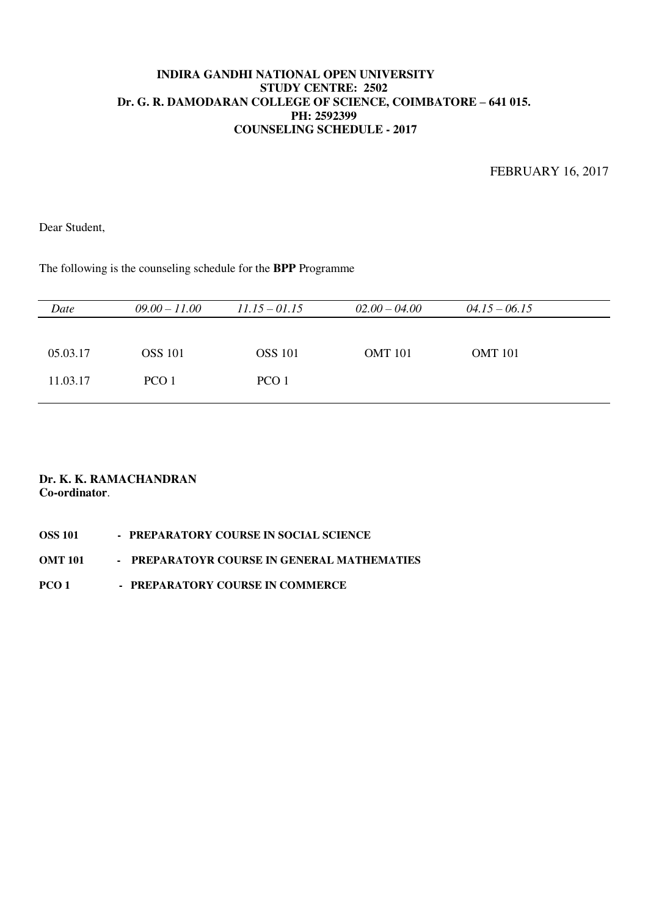**INDIRA GANDHI NATIONAL OPEN UNIVERSITY**
**STUDY CENTRE: 2502**
**Dr. G. R. DAMODARAN COLLEGE OF SCIENCE, COIMBATORE – 641 015.**
**PH: 2592399**
**COUNSELING SCHEDULE - 2017**

FEBRUARY 16, 2017

Dear Student,

The following is the counseling schedule for the **BPP** Programme

| *Date* | *09.00 – 11.00* | *11.15 – 01.15* | *02.00 – 04.00* | *04.15 – 06.15* |
|---|---|---|---|---|
| 05.03.17 | OSS 101 | OSS 101 | OMT 101 | OMT 101 |
| 11.03.17 | PCO 1 | PCO 1 | | |

**Dr. K. K. RAMACHANDRAN**
**Co-ordinator**.

**OSS 101 - PREPARATORY COURSE IN SOCIAL SCIENCE**

**OMT 101 - PREPARATOYR COURSE IN GENERAL MATHEMATIES**

**PCO 1 - PREPARATORY COURSE IN COMMERCE**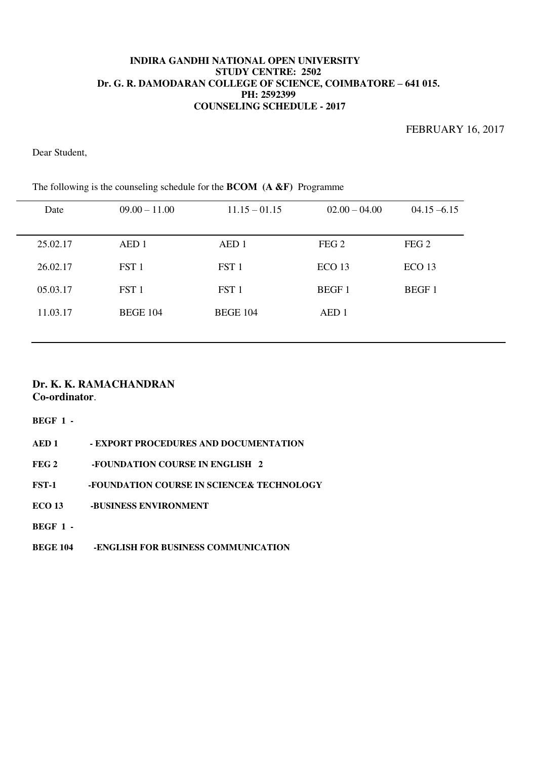**INDIRA GANDHI NATIONAL OPEN UNIVERSITY**
**STUDY CENTRE: 2502**
**Dr. G. R. DAMODARAN COLLEGE OF SCIENCE, COIMBATORE – 641 015.**
**PH: 2592399**
**COUNSELING SCHEDULE - 2017**

FEBRUARY 16, 2017

Dear Student,

The following is the counseling schedule for the **BCOM (A &F)** Programme

| Date | 09.00 – 11.00 | 11.15 – 01.15 | 02.00 – 04.00 | 04.15 –6.15 |
|---|---|---|---|---|
| 25.02.17 | AED 1 | AED 1 | FEG 2 | FEG 2 |
| 26.02.17 | FST 1 | FST 1 | ECO 13 | ECO 13 |
| 05.03.17 | FST 1 | FST 1 | BEGF 1 | BEGF 1 |
| 11.03.17 | BEGE 104 | BEGE 104 | AED 1 | |

**Dr. K. K. RAMACHANDRAN**
**Co-ordinator**.

**BEGF 1 -**

**AED 1 - EXPORT PROCEDURES AND DOCUMENTATION**

**FEG 2 -FOUNDATION COURSE IN ENGLISH 2**

**FST-1 -FOUNDATION COURSE IN SCIENCE& TECHNOLOGY**

**ECO 13 -BUSINESS ENVIRONMENT**

**BEGF 1 -**

**BEGE 104 -ENGLISH FOR BUSINESS COMMUNICATION**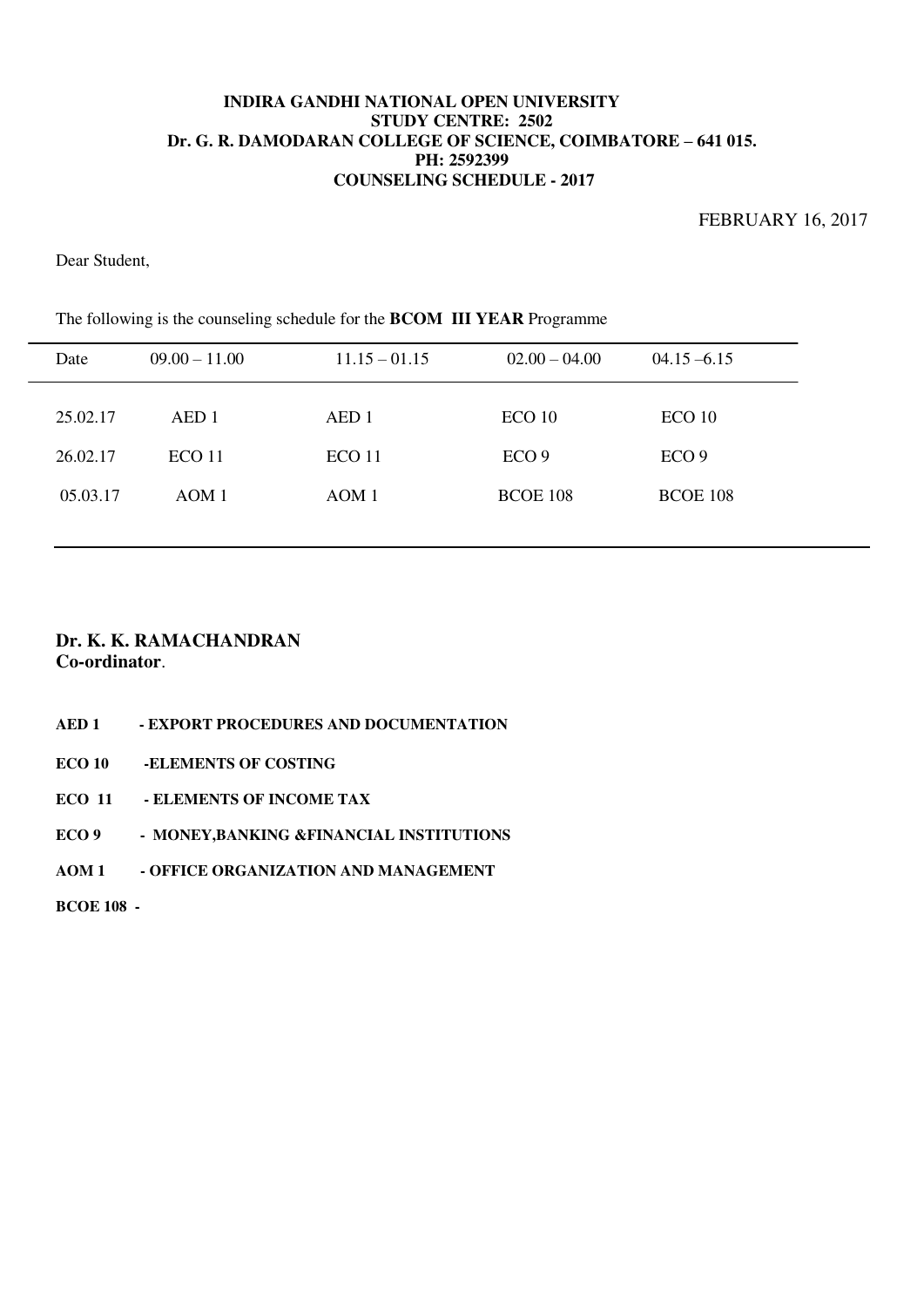**INDIRA GANDHI NATIONAL OPEN UNIVERSITY**
**STUDY CENTRE: 2502**
**Dr. G. R. DAMODARAN COLLEGE OF SCIENCE, COIMBATORE – 641 015.**
**PH: 2592399**
**COUNSELING SCHEDULE - 2017**

FEBRUARY 16, 2017

Dear Student,

The following is the counseling schedule for the **BCOM III YEAR** Programme

| Date | 09.00 – 11.00 | 11.15 – 01.15 | 02.00 – 04.00 | 04.15 –6.15 |
|---|---|---|---|---|
| 25.02.17 | AED 1 | AED 1 | ECO 10 | ECO 10 |
| 26.02.17 | ECO 11 | ECO 11 | ECO 9 | ECO 9 |
| 05.03.17 | AOM 1 | AOM 1 | BCOE 108 | BCOE 108 |

**Dr. K. K. RAMACHANDRAN**
**Co-ordinator**.

**AED 1 - EXPORT PROCEDURES AND DOCUMENTATION**

**ECO 10 -ELEMENTS OF COSTING**

**ECO 11 - ELEMENTS OF INCOME TAX**

**ECO 9 - MONEY,BANKING &FINANCIAL INSTITUTIONS**

**AOM 1 - OFFICE ORGANIZATION AND MANAGEMENT**

**BCOE 108 -**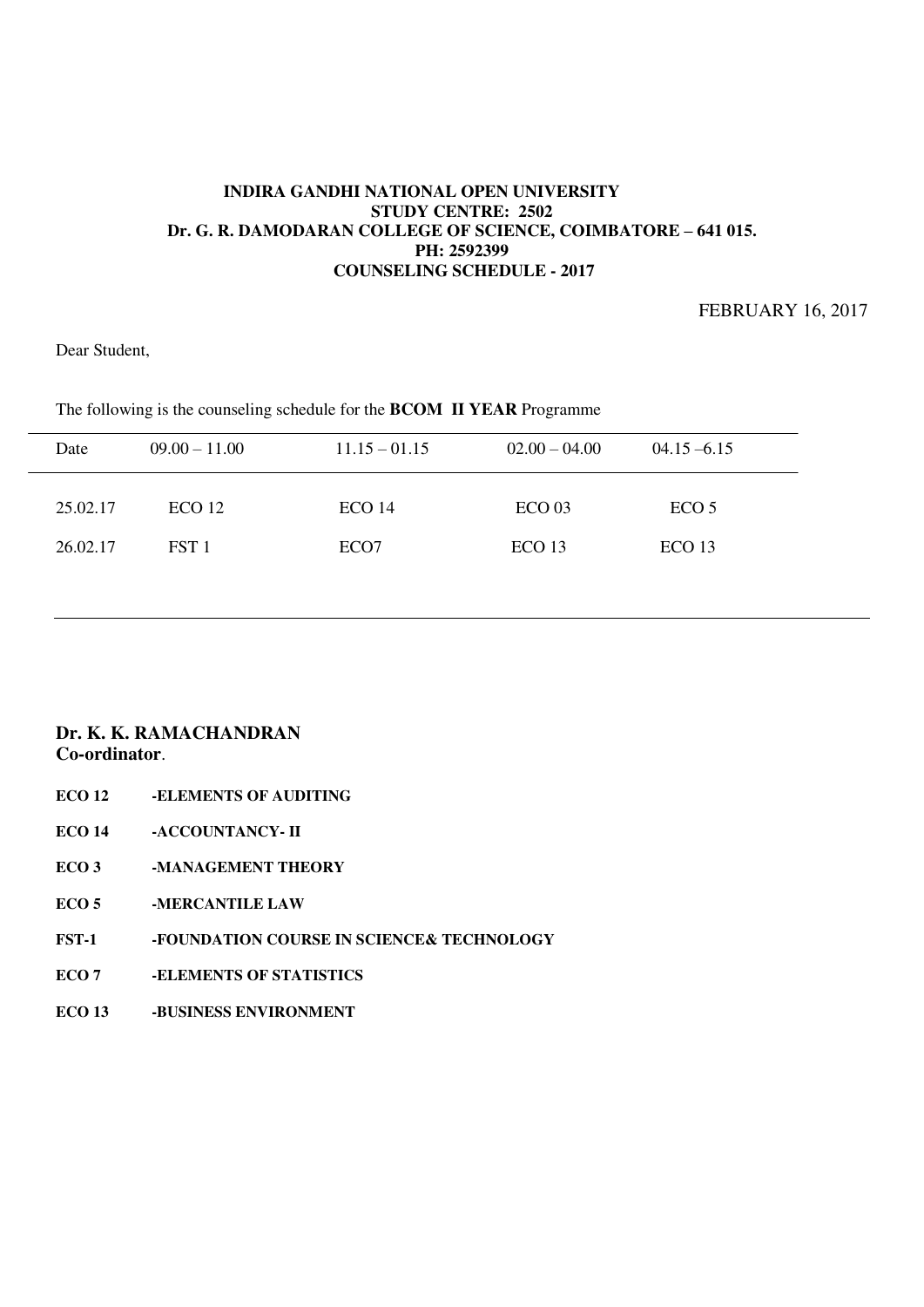**INDIRA GANDHI NATIONAL OPEN UNIVERSITY**
**STUDY CENTRE: 2502**
**Dr. G. R. DAMODARAN COLLEGE OF SCIENCE, COIMBATORE – 641 015.**
**PH: 2592399**
**COUNSELING SCHEDULE - 2017**

FEBRUARY 16, 2017

Dear Student,

The following is the counseling schedule for the **BCOM II YEAR** Programme

| Date | 09.00 – 11.00 | 11.15 – 01.15 | 02.00 – 04.00 | 04.15 –6.15 |
|---|---|---|---|---|
| 25.02.17 | ECO 12 | ECO 14 | ECO 03 | ECO 5 |
| 26.02.17 | FST 1 | ECO7 | ECO 13 | ECO 13 |

**Dr. K. K. RAMACHANDRAN**
**Co-ordinator**.

**ECO 12 -ELEMENTS OF AUDITING**

**ECO 14 -ACCOUNTANCY- II**

**ECO 3 -MANAGEMENT THEORY**

**ECO 5 -MERCANTILE LAW**

**FST-1 -FOUNDATION COURSE IN SCIENCE& TECHNOLOGY**

**ECO 7 -ELEMENTS OF STATISTICS**

**ECO 13 -BUSINESS ENVIRONMENT**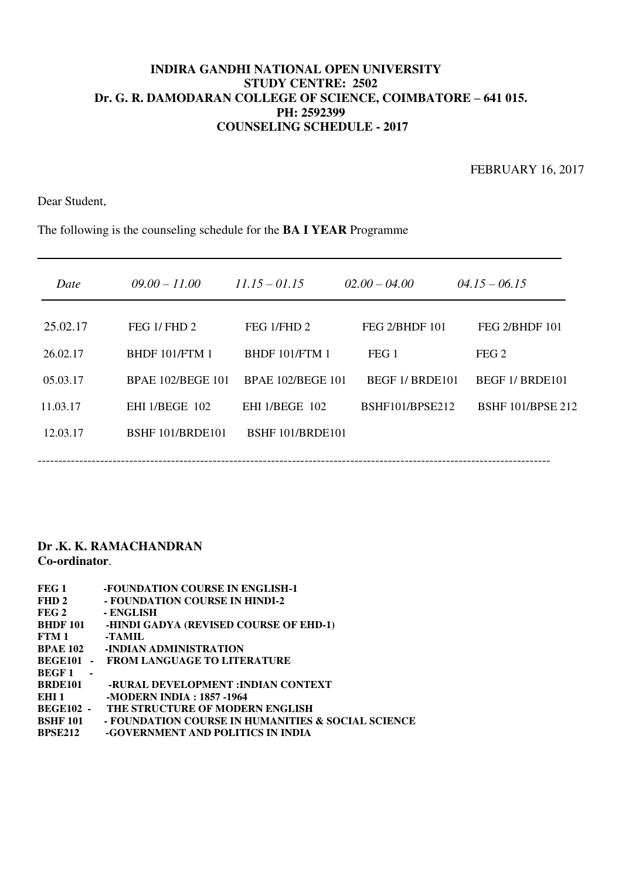**INDIRA GANDHI NATIONAL OPEN UNIVERSITY**
**STUDY CENTRE: 2502**
**Dr. G. R. DAMODARAN COLLEGE OF SCIENCE, COIMBATORE – 641 015.**
**PH: 2592399**
**COUNSELING SCHEDULE - 2017**

FEBRUARY 16, 2017

Dear Student,

The following is the counseling schedule for the **BA I YEAR** Programme

| *Date* | *09.00 – 11.00* | *11.15 – 01.15* | *02.00 – 04.00* | *04.15 – 06.15* |
|---|---|---|---|---|
| 25.02.17 | FEG 1/ FHD 2 | FEG 1/FHD 2 | FEG 2/BHDF 101 | FEG 2/BHDF 101 |
| 26.02.17 | BHDF 101/FTM 1 | BHDF 101/FTM 1 | FEG 1 | FEG 2 |
| 05.03.17 | BPAE 102/BEGE 101 | BPAE 102/BEGE 101 | BEGF 1/ BRDE101 | BEGF 1/ BRDE101 |
| 11.03.17 | EHI 1/BEGE 102 | EHI 1/BEGE 102 | BSHF101/BPSE212 | BSHF 101/BPSE 212 |
| 12.03.17 | BSHF 101/BRDE101 | BSHF 101/BRDE101 | | |

---

**Dr .K. K. RAMACHANDRAN**
**Co-ordinator**.

**FEG 1** -FOUNDATION COURSE IN ENGLISH-1
**FHD 2** - FOUNDATION COURSE IN HINDI-2
**FEG 2** - ENGLISH
**BHDF 101** -HINDI GADYA (REVISED COURSE OF EHD-1)
**FTM 1** -TAMIL
**BPAE 102** -INDIAN ADMINISTRATION
**BEGE101** - FROM LANGUAGE TO LITERATURE
**BEGF 1** -
**BRDE101** -RURAL DEVELOPMENT :INDIAN CONTEXT
**EHI 1** -MODERN INDIA : 1857 -1964
**BEGE102** - THE STRUCTURE OF MODERN ENGLISH
**BSHF 101** - FOUNDATION COURSE IN HUMANITIES & SOCIAL SCIENCE
**BPSE212** -GOVERNMENT AND POLITICS IN INDIA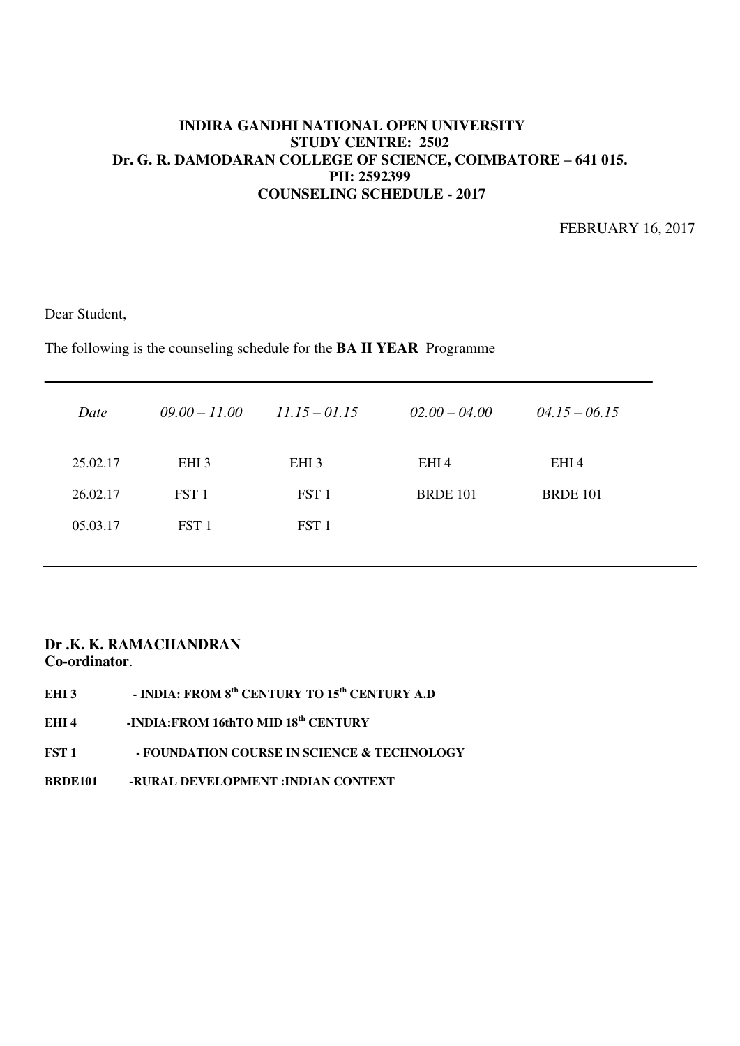**INDIRA GANDHI NATIONAL OPEN UNIVERSITY**
**STUDY CENTRE: 2502**
**Dr. G. R. DAMODARAN COLLEGE OF SCIENCE, COIMBATORE – 641 015.**
**PH: 2592399**
**COUNSELING SCHEDULE - 2017**

FEBRUARY 16, 2017

Dear Student,

The following is the counseling schedule for the **BA II YEAR** Programme

| *Date* | *09.00 – 11.00* | *11.15 – 01.15* | *02.00 – 04.00* | *04.15 – 06.15* |
|---|---|---|---|---|
| 25.02.17 | EHI 3 | EHI 3 | EHI 4 | EHI 4 |
| 26.02.17 | FST 1 | FST 1 | BRDE 101 | BRDE 101 |
| 05.03.17 | FST 1 | FST 1 | | |

**Dr .K. K. RAMACHANDRAN**
**Co-ordinator**.

**EHI 3** - **INDIA: FROM 8th CENTURY TO 15th CENTURY A.D**

**EHI 4** -**INDIA:FROM 16thTO MID 18th CENTURY**

**FST 1** - **FOUNDATION COURSE IN SCIENCE & TECHNOLOGY**

**BRDE101** -**RURAL DEVELOPMENT :INDIAN CONTEXT**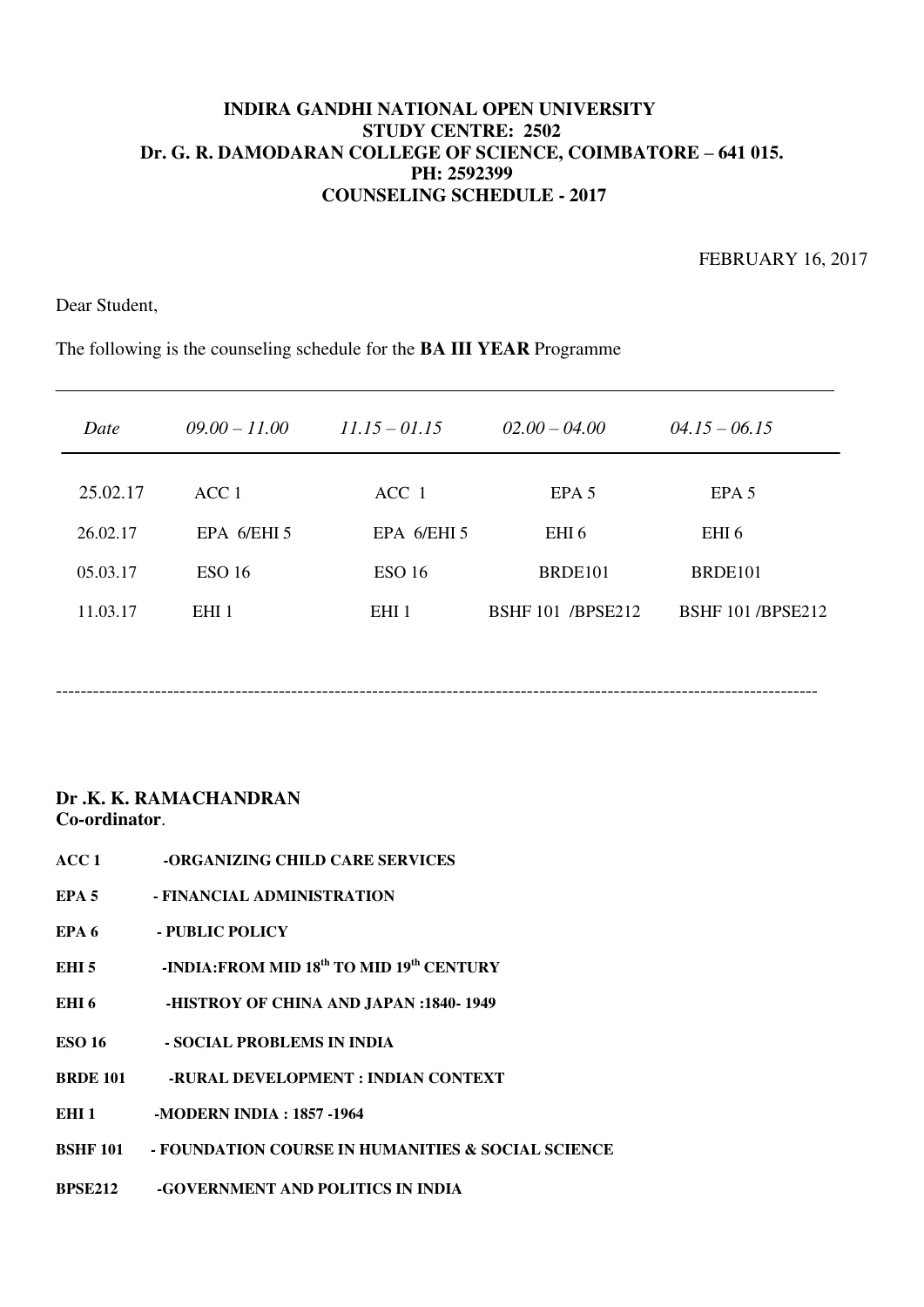**INDIRA GANDHI NATIONAL OPEN UNIVERSITY**
**STUDY CENTRE: 2502**
**Dr. G. R. DAMODARAN COLLEGE OF SCIENCE, COIMBATORE – 641 015.**
**PH: 2592399**
**COUNSELING SCHEDULE - 2017**

FEBRUARY 16, 2017

Dear Student,

The following is the counseling schedule for the **BA III YEAR** Programme

| *Date* | *09.00 – 11.00* | *11.15 – 01.15* | *02.00 – 04.00* | *04.15 – 06.15* |
|---|---|---|---|---|
| 25.02.17 | ACC 1 | ACC 1 | EPA 5 | EPA 5 |
| 26.02.17 | EPA 6/EHI 5 | EPA 6/EHI 5 | EHI 6 | EHI 6 |
| 05.03.17 | ESO 16 | ESO 16 | BRDE101 | BRDE101 |
| 11.03.17 | EHI 1 | EHI 1 | BSHF 101 /BPSE212 | BSHF 101 /BPSE212 |

---

**Dr .K. K. RAMACHANDRAN**
**Co-ordinator**.

**ACC 1** -ORGANIZING CHILD CARE SERVICES

**EPA 5** - FINANCIAL ADMINISTRATION

**EPA 6** - PUBLIC POLICY

**EHI 5** -INDIA:FROM MID 18th TO MID 19th CENTURY

**EHI 6** -HISTROY OF CHINA AND JAPAN :1840- 1949

**ESO 16** - SOCIAL PROBLEMS IN INDIA

**BRDE 101** -RURAL DEVELOPMENT : INDIAN CONTEXT

**EHI 1** -MODERN INDIA : 1857 -1964

**BSHF 101** - FOUNDATION COURSE IN HUMANITIES & SOCIAL SCIENCE

**BPSE212** -GOVERNMENT AND POLITICS IN INDIA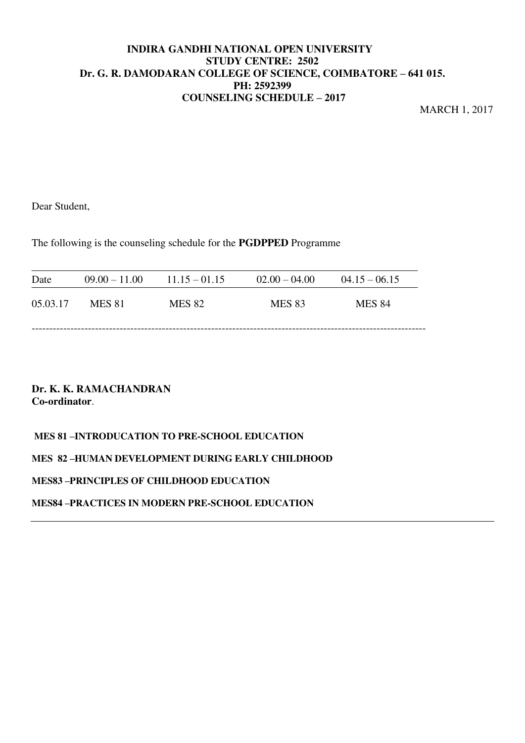**INDIRA GANDHI NATIONAL OPEN UNIVERSITY**
**STUDY CENTRE: 2502**
**Dr. G. R. DAMODARAN COLLEGE OF SCIENCE, COIMBATORE – 641 015.**
**PH: 2592399**
**COUNSELING SCHEDULE – 2017**

MARCH 1, 2017

Dear Student,

The following is the counseling schedule for the **PGDPPED** Programme

| Date | 09.00 – 11.00 | 11.15 – 01.15 | 02.00 – 04.00 | 04.15 – 06.15 |
|---|---|---|---|---|
| 05.03.17 | MES 81 | MES 82 | MES 83 | MES 84 |

**Dr. K. K. RAMACHANDRAN**
**Co-ordinator**.

**MES 81 –INTRODUCATION TO PRE-SCHOOL EDUCATION**

**MES 82 –HUMAN DEVELOPMENT DURING EARLY CHILDHOOD**

**MES83 –PRINCIPLES OF CHILDHOOD EDUCATION**

**MES84 –PRACTICES IN MODERN PRE-SCHOOL EDUCATION**